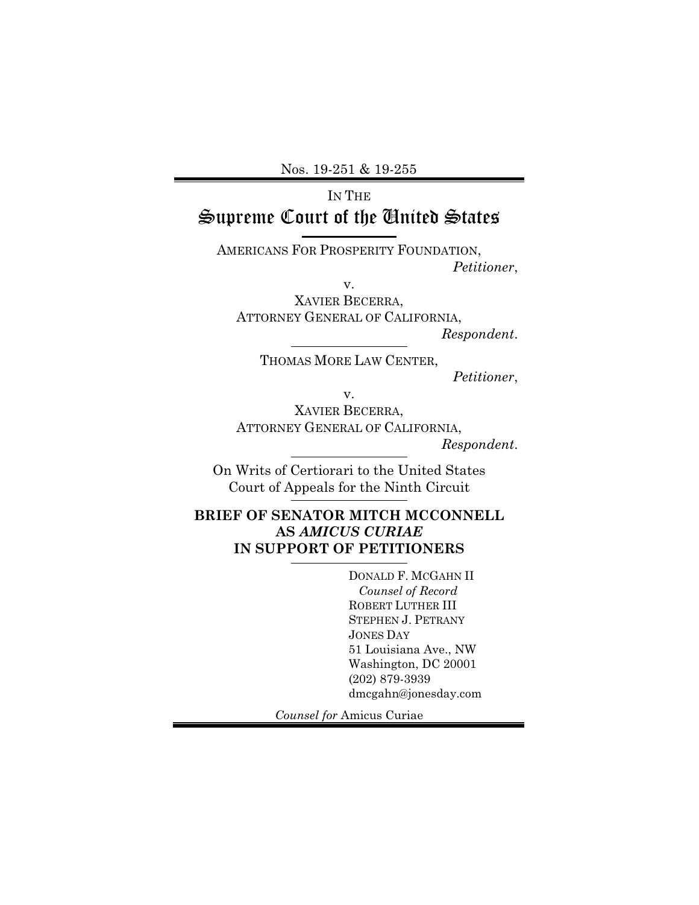Nos. 19-251 & 19-255

IN THE

# Supreme Court of the United States

AMERICANS FOR PROSPERITY FOUNDATION,
*Petitioner*,

v.

XAVIER BECERRA,
ATTORNEY GENERAL OF CALIFORNIA,
*Respondent*.

THOMAS MORE LAW CENTER,
*Petitioner*,

v.

XAVIER BECERRA,
ATTORNEY GENERAL OF CALIFORNIA,
*Respondent*.

On Writs of Certiorari to the United States Court of Appeals for the Ninth Circuit

## BRIEF OF SENATOR MITCH MCCONNELL AS *AMICUS CURIAE* IN SUPPORT OF PETITIONERS

DONALD F. MCGAHN II
*Counsel of Record*
ROBERT LUTHER III
STEPHEN J. PETRANY
JONES DAY
51 Louisiana Ave., NW
Washington, DC 20001
(202) 879-3939
dmcgahn@jonesday.com

*Counsel for* Amicus Curiae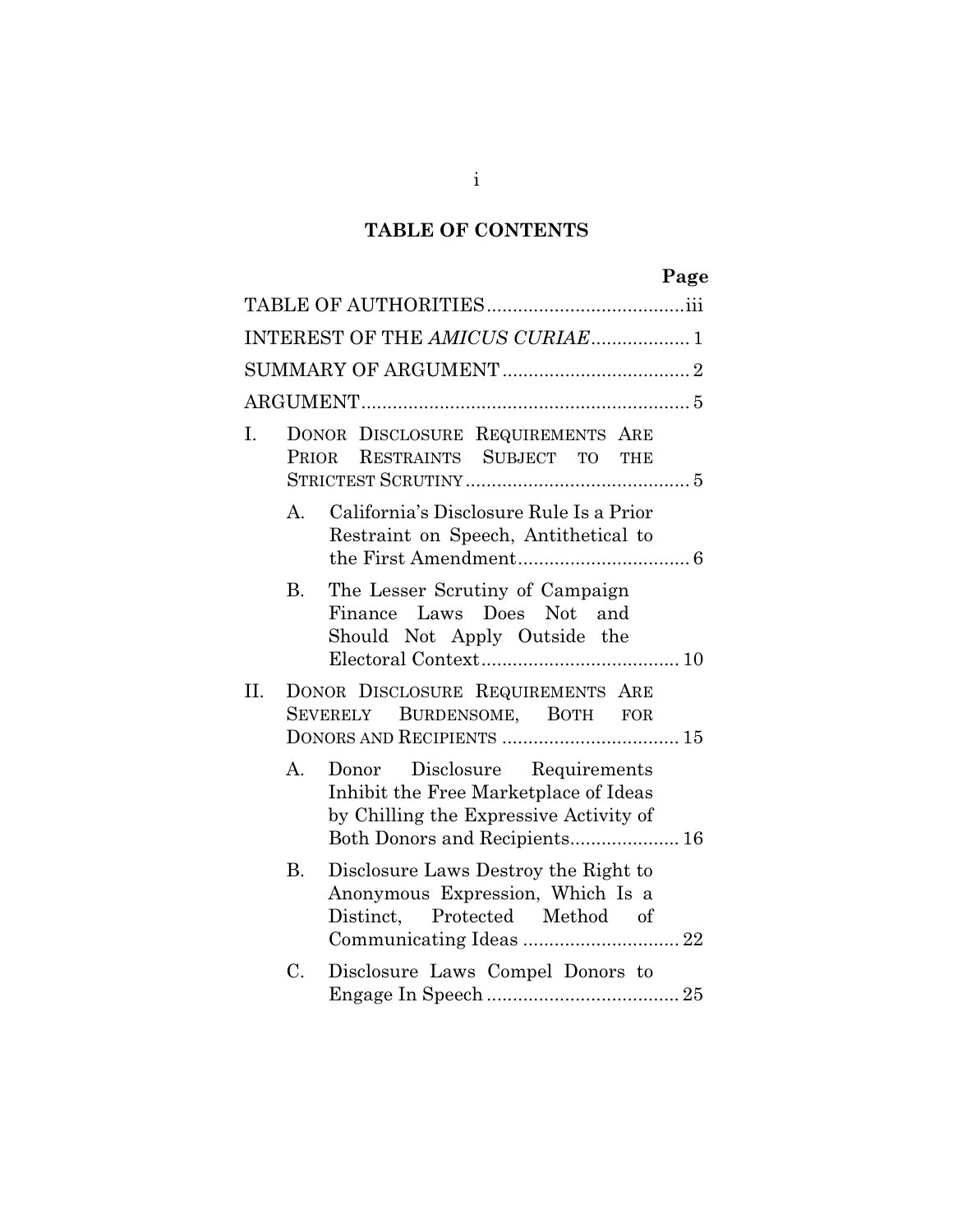# TABLE OF CONTENTS

Page

TABLE OF AUTHORITIES .......................................iii

INTEREST OF THE *AMICUS CURIAE* ................... 1

SUMMARY OF ARGUMENT .................................... 2

ARGUMENT ............................................................... 5

I. DONOR DISCLOSURE REQUIREMENTS ARE PRIOR RESTRAINTS SUBJECT TO THE STRICTEST SCRUTINY ........................................... 5

   A. California's Disclosure Rule Is a Prior Restraint on Speech, Antithetical to the First Amendment ................................. 6

   B. The Lesser Scrutiny of Campaign Finance Laws Does Not and Should Not Apply Outside the Electoral Context ...................................... 10

II. DONOR DISCLOSURE REQUIREMENTS ARE SEVERELY BURDENSOME, BOTH FOR DONORS AND RECIPIENTS .................................. 15

   A. Donor Disclosure Requirements Inhibit the Free Marketplace of Ideas by Chilling the Expressive Activity of Both Donors and Recipients..................... 16

   B. Disclosure Laws Destroy the Right to Anonymous Expression, Which Is a Distinct, Protected Method of Communicating Ideas .............................. 22

   C. Disclosure Laws Compel Donors to Engage In Speech ..................................... 25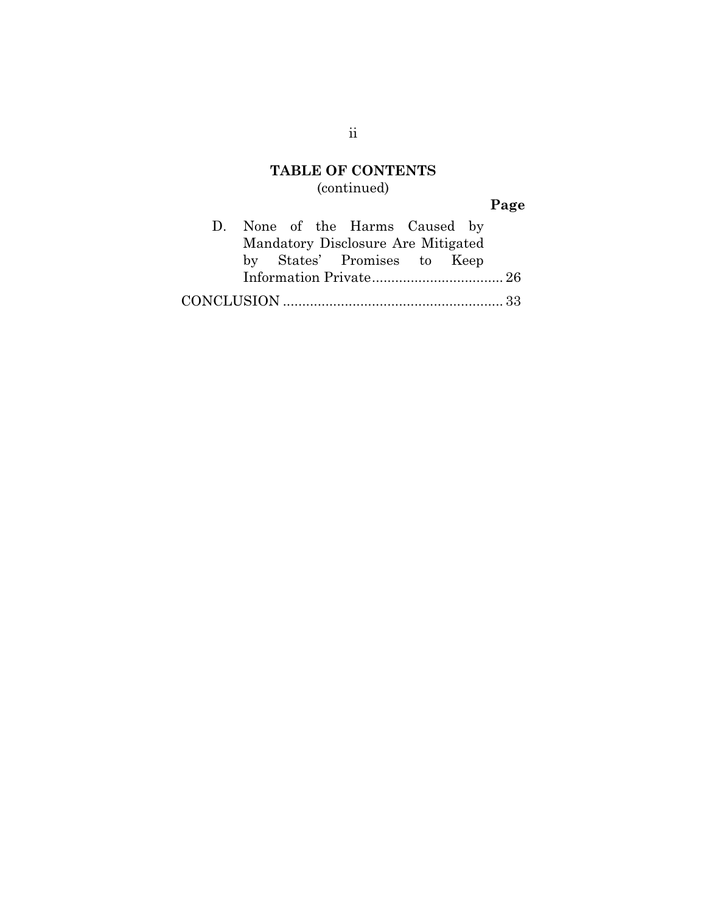## TABLE OF CONTENTS
(continued)

| | Page |
|---|---|
| D. None of the Harms Caused by Mandatory Disclosure Are Mitigated by States' Promises to Keep Information Private | 26 |
| CONCLUSION | 33 |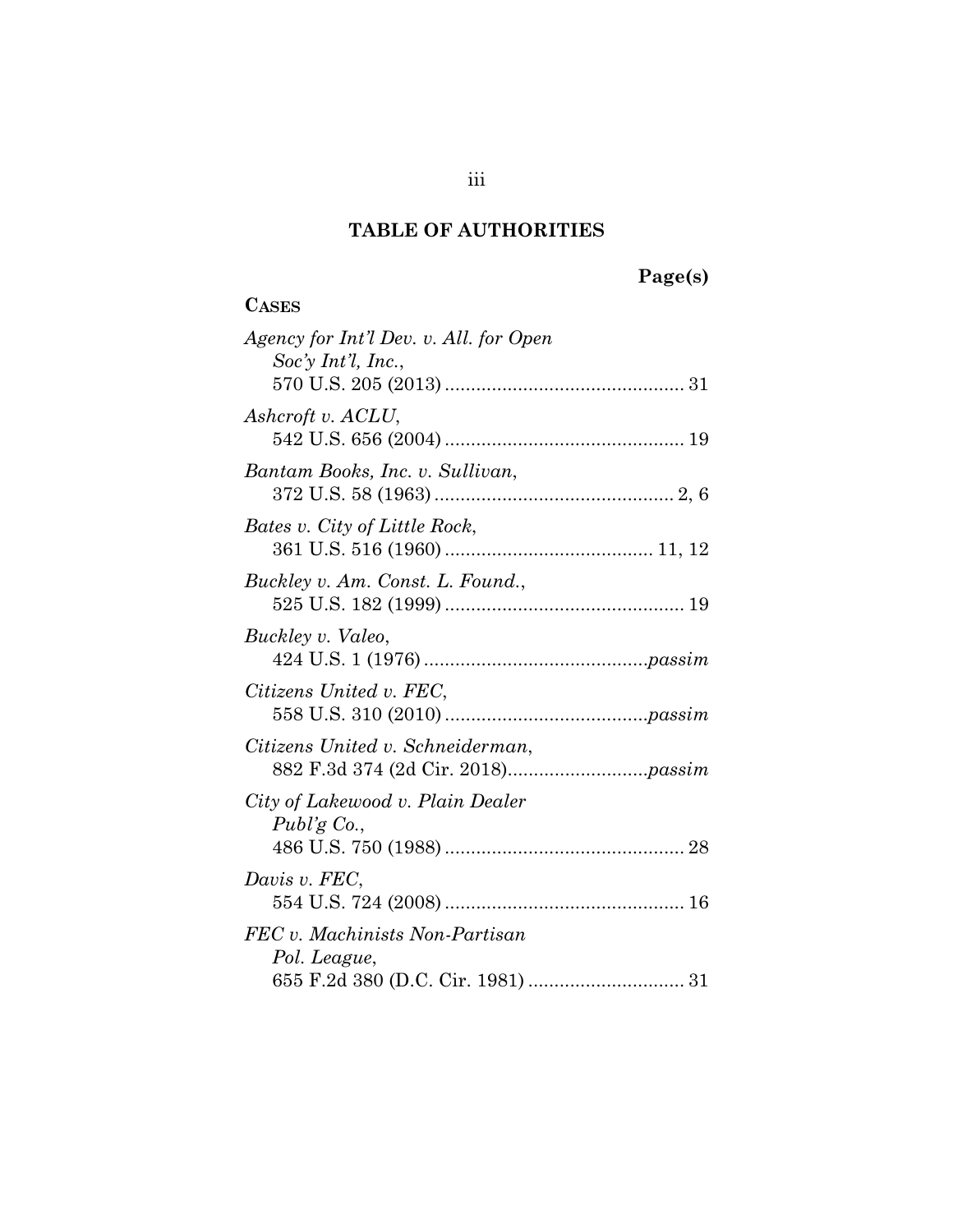## TABLE OF AUTHORITIES

**Page(s)**

**CASES**

*Agency for Int'l Dev. v. All. for Open Soc'y Int'l, Inc.*, 570 U.S. 205 (2013) .......... 31

*Ashcroft v. ACLU*, 542 U.S. 656 (2004) .......... 19

*Bantam Books, Inc. v. Sullivan*, 372 U.S. 58 (1963) .......... 2, 6

*Bates v. City of Little Rock*, 361 U.S. 516 (1960) .......... 11, 12

*Buckley v. Am. Const. L. Found.*, 525 U.S. 182 (1999) .......... 19

*Buckley v. Valeo*, 424 U.S. 1 (1976) .......... *passim*

*Citizens United v. FEC*, 558 U.S. 310 (2010) .......... *passim*

*Citizens United v. Schneiderman*, 882 F.3d 374 (2d Cir. 2018) .......... *passim*

*City of Lakewood v. Plain Dealer Publ'g Co.*, 486 U.S. 750 (1988) .......... 28

*Davis v. FEC*, 554 U.S. 724 (2008) .......... 16

*FEC v. Machinists Non-Partisan Pol. League*, 655 F.2d 380 (D.C. Cir. 1981) .......... 31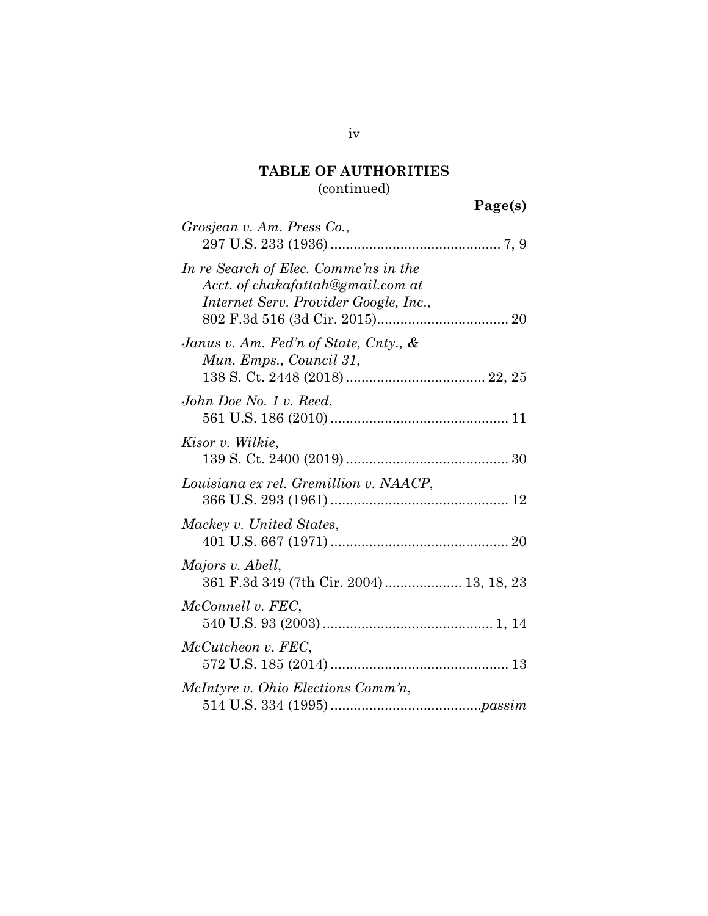## TABLE OF AUTHORITIES
(continued)

**Page(s)**

*Grosjean v. Am. Press Co.*,
297 U.S. 233 (1936) ........................................... 7, 9

*In re Search of Elec. Commc'ns in the Acct. of chakafattah@gmail.com at Internet Serv. Provider Google, Inc.*,
802 F.3d 516 (3d Cir. 2015)................................. 20

*Janus v. Am. Fed'n of State, Cnty., & Mun. Emps., Council 31*,
138 S. Ct. 2448 (2018) ................................... 22, 25

*John Doe No. 1 v. Reed*,
561 U.S. 186 (2010) ............................................. 11

*Kisor v. Wilkie*,
139 S. Ct. 2400 (2019) .......................................... 30

*Louisiana ex rel. Gremillion v. NAACP*,
366 U.S. 293 (1961) ............................................. 12

*Mackey v. United States*,
401 U.S. 667 (1971) ............................................. 20

*Majors v. Abell*,
361 F.3d 349 (7th Cir. 2004) .................... 13, 18, 23

*McConnell v. FEC*,
540 U.S. 93 (2003) ............................................ 1, 14

*McCutcheon v. FEC*,
572 U.S. 185 (2014) ............................................. 13

*McIntyre v. Ohio Elections Comm'n*,
514 U.S. 334 (1995) ......................................*passim*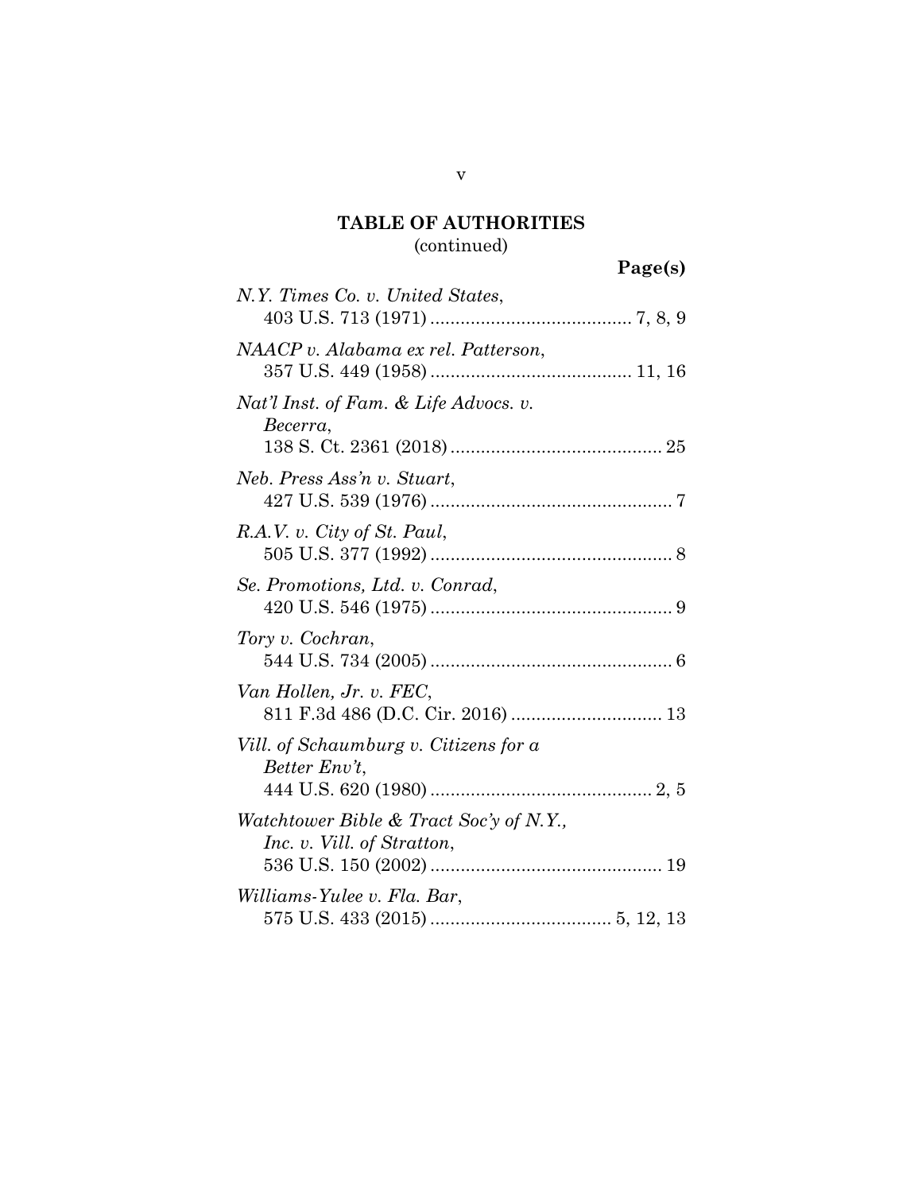## TABLE OF AUTHORITIES
(continued)

**Page(s)**

*N.Y. Times Co. v. United States*,
403 U.S. 713 (1971) ........................................ 7, 8, 9

*NAACP v. Alabama ex rel. Patterson*,
357 U.S. 449 (1958) ........................................ 11, 16

*Nat'l Inst. of Fam. & Life Advocs. v. Becerra*,
138 S. Ct. 2361 (2018) .......................................... 25

*Neb. Press Ass'n v. Stuart*,
427 U.S. 539 (1976) ................................................ 7

*R.A.V. v. City of St. Paul*,
505 U.S. 377 (1992) ................................................ 8

*Se. Promotions, Ltd. v. Conrad*,
420 U.S. 546 (1975) ................................................ 9

*Tory v. Cochran*,
544 U.S. 734 (2005) ................................................ 6

*Van Hollen, Jr. v. FEC*,
811 F.3d 486 (D.C. Cir. 2016) .............................. 13

*Vill. of Schaumburg v. Citizens for a Better Env't*,
444 U.S. 620 (1980) ............................................ 2, 5

*Watchtower Bible & Tract Soc'y of N.Y., Inc. v. Vill. of Stratton*,
536 U.S. 150 (2002) .............................................. 19

*Williams-Yulee v. Fla. Bar*,
575 U.S. 433 (2015) .................................... 5, 12, 13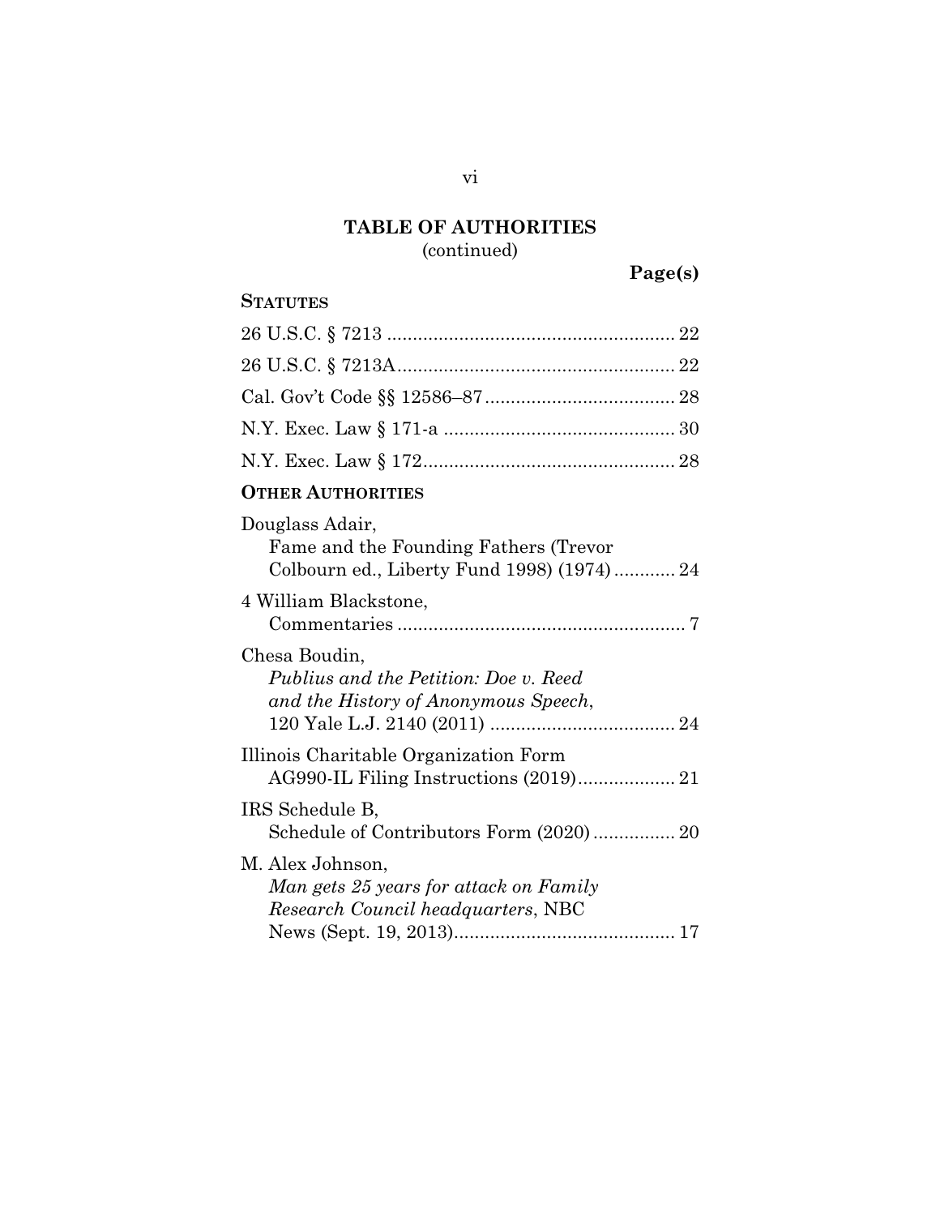## TABLE OF AUTHORITIES
(continued)

**Page(s)**

**STATUTES**

26 U.S.C. § 7213 .......................................................... 22

26 U.S.C. § 7213A ........................................................ 22

Cal. Gov't Code §§ 12586–87 ...................................... 28

N.Y. Exec. Law § 171-a .............................................. 30

N.Y. Exec. Law § 172 .................................................. 28

**OTHER AUTHORITIES**

Douglass Adair,
Fame and the Founding Fathers (Trevor Colbourn ed., Liberty Fund 1998) (1974) ............ 24

4 William Blackstone,
Commentaries ........................................................ 7

Chesa Boudin,
*Publius and the Petition: Doe v. Reed and the History of Anonymous Speech*, 120 Yale L.J. 2140 (2011) .................................... 24

Illinois Charitable Organization Form AG990-IL Filing Instructions (2019) ................... 21

IRS Schedule B,
Schedule of Contributors Form (2020) ................ 20

M. Alex Johnson,
*Man gets 25 years for attack on Family Research Council headquarters*, NBC News (Sept. 19, 2013) ........................................... 17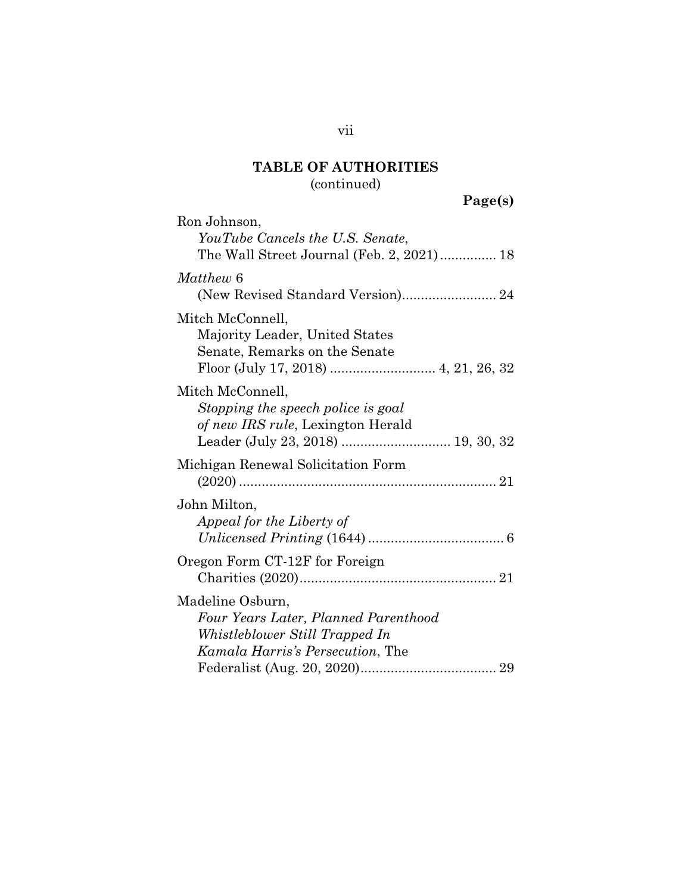**TABLE OF AUTHORITIES**
(continued)

**Page(s)**

Ron Johnson,
*YouTube Cancels the U.S. Senate*,
The Wall Street Journal (Feb. 2, 2021)............... 18

*Matthew* 6
(New Revised Standard Version)......................... 24

Mitch McConnell,
Majority Leader, United States
Senate, Remarks on the Senate
Floor (July 17, 2018) ............................ 4, 21, 26, 32

Mitch McConnell,
*Stopping the speech police is goal of new IRS rule*, Lexington Herald
Leader (July 23, 2018) ............................ 19, 30, 32

Michigan Renewal Solicitation Form
(2020) .................................................................... 21

John Milton,
*Appeal for the Liberty of Unlicensed Printing* (1644) .................................... 6

Oregon Form CT-12F for Foreign
Charities (2020).................................................... 21

Madeline Osburn,
*Four Years Later, Planned Parenthood Whistleblower Still Trapped In Kamala Harris's Persecution*, The
Federalist (Aug. 20, 2020).................................... 29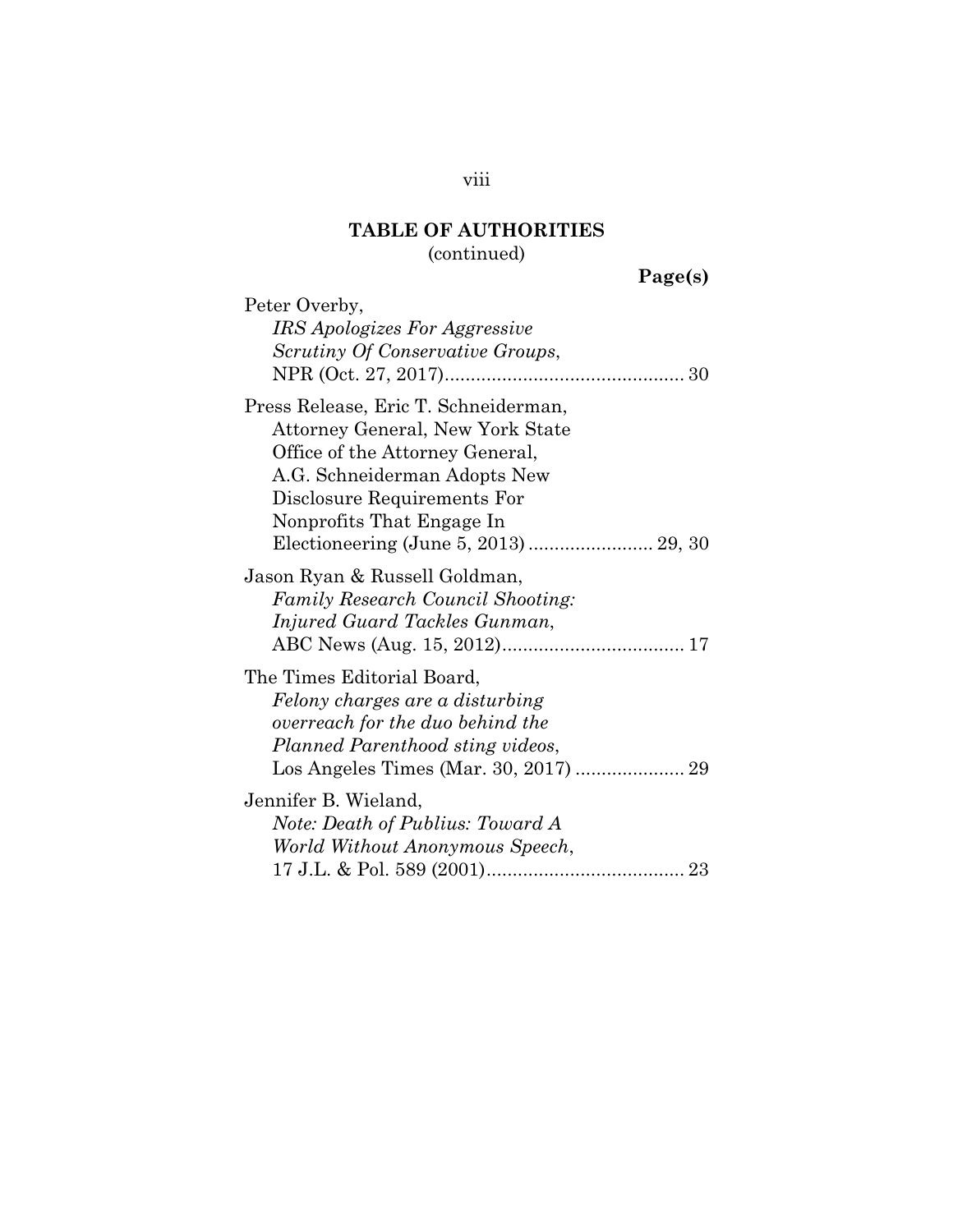## TABLE OF AUTHORITIES

(continued)

**Page(s)**

Peter Overby,
*IRS Apologizes For Aggressive Scrutiny Of Conservative Groups*,
NPR (Oct. 27, 2017)............................................. 30

Press Release, Eric T. Schneiderman, Attorney General, New York State Office of the Attorney General, A.G. Schneiderman Adopts New Disclosure Requirements For Nonprofits That Engage In Electioneering (June 5, 2013) ........................ 29, 30

Jason Ryan & Russell Goldman,
*Family Research Council Shooting: Injured Guard Tackles Gunman*,
ABC News (Aug. 15, 2012).................................. 17

The Times Editorial Board,
*Felony charges are a disturbing overreach for the duo behind the Planned Parenthood sting videos*,
Los Angeles Times (Mar. 30, 2017) ..................... 29

Jennifer B. Wieland,
*Note: Death of Publius: Toward A World Without Anonymous Speech*,
17 J.L. & Pol. 589 (2001)...................................... 23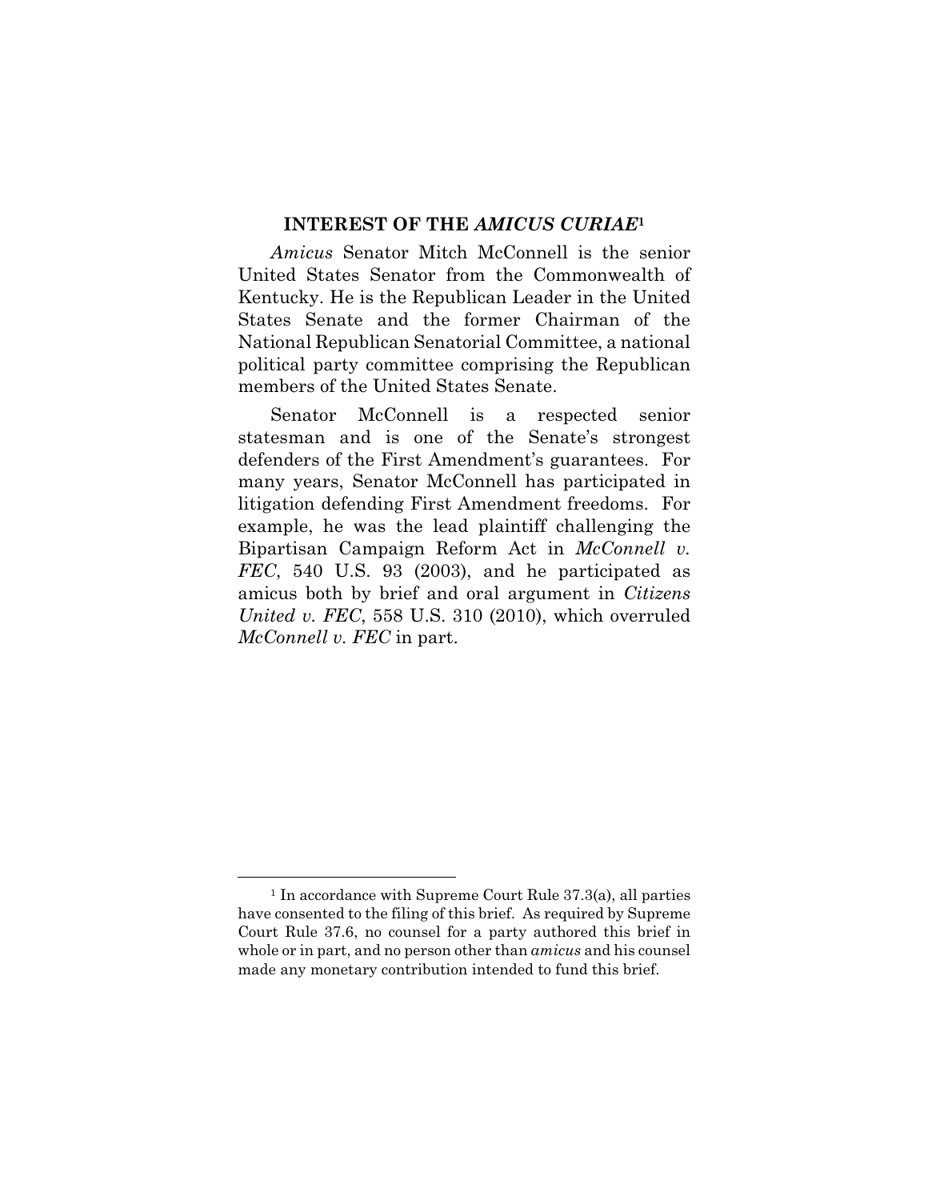## INTEREST OF THE *AMICUS CURIAE*[1]

*Amicus* Senator Mitch McConnell is the senior United States Senator from the Commonwealth of Kentucky. He is the Republican Leader in the United States Senate and the former Chairman of the National Republican Senatorial Committee, a national political party committee comprising the Republican members of the United States Senate.

Senator McConnell is a respected senior statesman and is one of the Senate's strongest defenders of the First Amendment's guarantees. For many years, Senator McConnell has participated in litigation defending First Amendment freedoms. For example, he was the lead plaintiff challenging the Bipartisan Campaign Reform Act in *McConnell v. FEC*, 540 U.S. 93 (2003), and he participated as amicus both by brief and oral argument in *Citizens United v. FEC*, 558 U.S. 310 (2010), which overruled *McConnell v. FEC* in part.

[1] In accordance with Supreme Court Rule 37.3(a), all parties have consented to the filing of this brief. As required by Supreme Court Rule 37.6, no counsel for a party authored this brief in whole or in part, and no person other than *amicus* and his counsel made any monetary contribution intended to fund this brief.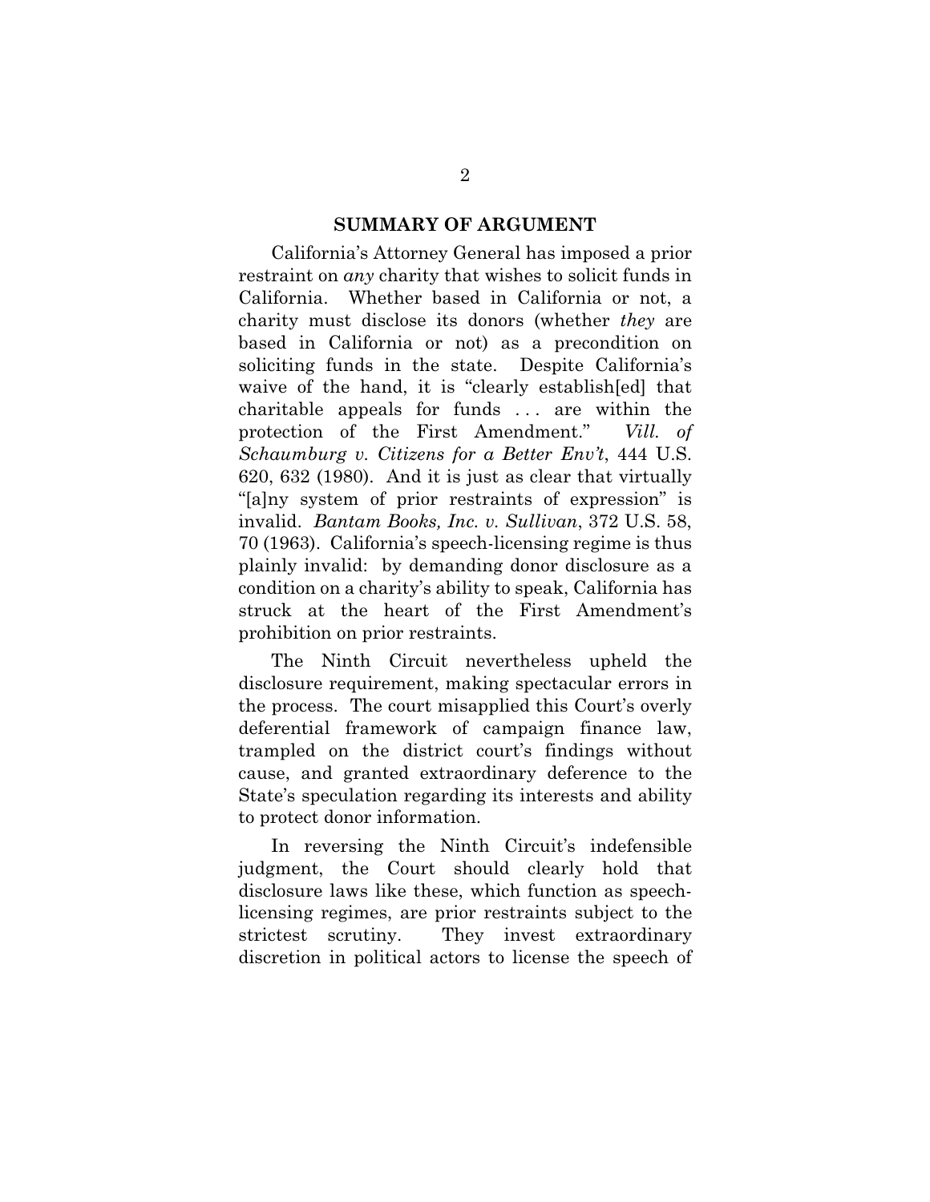## SUMMARY OF ARGUMENT

California's Attorney General has imposed a prior restraint on *any* charity that wishes to solicit funds in California. Whether based in California or not, a charity must disclose its donors (whether *they* are based in California or not) as a precondition on soliciting funds in the state. Despite California's waive of the hand, it is "clearly establish[ed] that charitable appeals for funds . . . are within the protection of the First Amendment." *Vill. of Schaumburg v. Citizens for a Better Env't*, 444 U.S. 620, 632 (1980). And it is just as clear that virtually "[a]ny system of prior restraints of expression" is invalid. *Bantam Books, Inc. v. Sullivan*, 372 U.S. 58, 70 (1963). California's speech-licensing regime is thus plainly invalid: by demanding donor disclosure as a condition on a charity's ability to speak, California has struck at the heart of the First Amendment's prohibition on prior restraints.

The Ninth Circuit nevertheless upheld the disclosure requirement, making spectacular errors in the process. The court misapplied this Court's overly deferential framework of campaign finance law, trampled on the district court's findings without cause, and granted extraordinary deference to the State's speculation regarding its interests and ability to protect donor information.

In reversing the Ninth Circuit's indefensible judgment, the Court should clearly hold that disclosure laws like these, which function as speech-licensing regimes, are prior restraints subject to the strictest scrutiny. They invest extraordinary discretion in political actors to license the speech of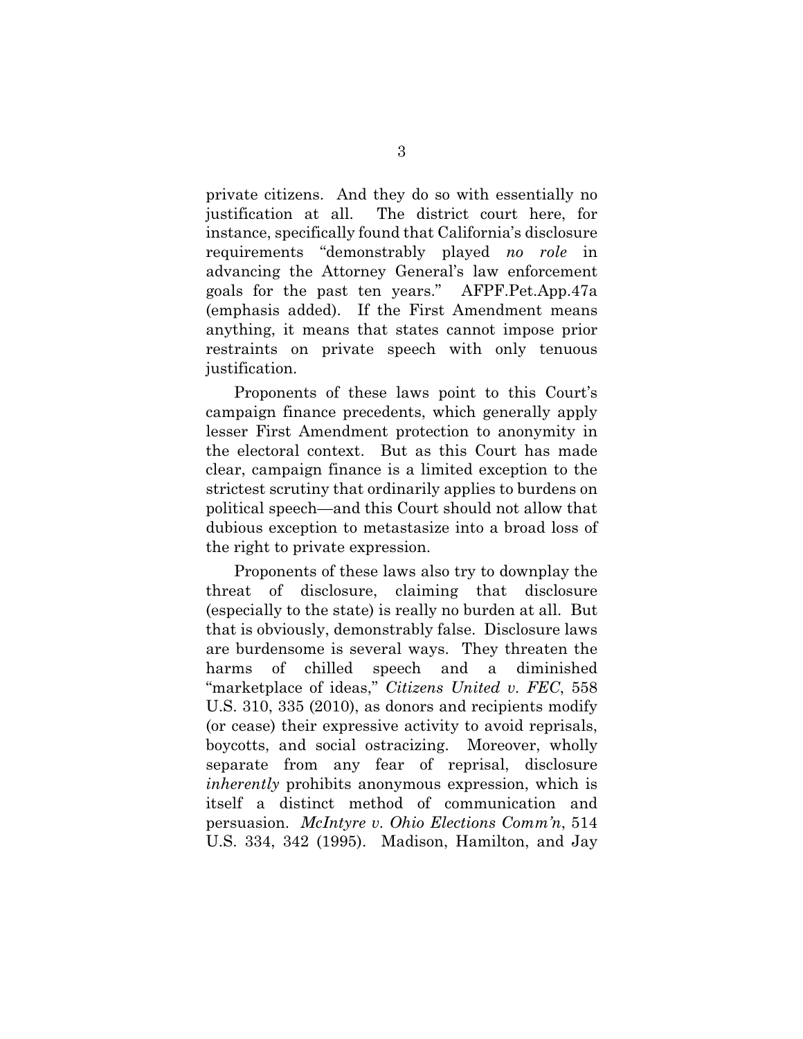private citizens. And they do so with essentially no justification at all. The district court here, for instance, specifically found that California's disclosure requirements "demonstrably played *no role* in advancing the Attorney General's law enforcement goals for the past ten years." AFPF.Pet.App.47a (emphasis added). If the First Amendment means anything, it means that states cannot impose prior restraints on private speech with only tenuous justification.

Proponents of these laws point to this Court's campaign finance precedents, which generally apply lesser First Amendment protection to anonymity in the electoral context. But as this Court has made clear, campaign finance is a limited exception to the strictest scrutiny that ordinarily applies to burdens on political speech—and this Court should not allow that dubious exception to metastasize into a broad loss of the right to private expression.

Proponents of these laws also try to downplay the threat of disclosure, claiming that disclosure (especially to the state) is really no burden at all. But that is obviously, demonstrably false. Disclosure laws are burdensome is several ways. They threaten the harms of chilled speech and a diminished "marketplace of ideas," *Citizens United v. FEC*, 558 U.S. 310, 335 (2010), as donors and recipients modify (or cease) their expressive activity to avoid reprisals, boycotts, and social ostracizing. Moreover, wholly separate from any fear of reprisal, disclosure *inherently* prohibits anonymous expression, which is itself a distinct method of communication and persuasion. *McIntyre v. Ohio Elections Comm'n*, 514 U.S. 334, 342 (1995). Madison, Hamilton, and Jay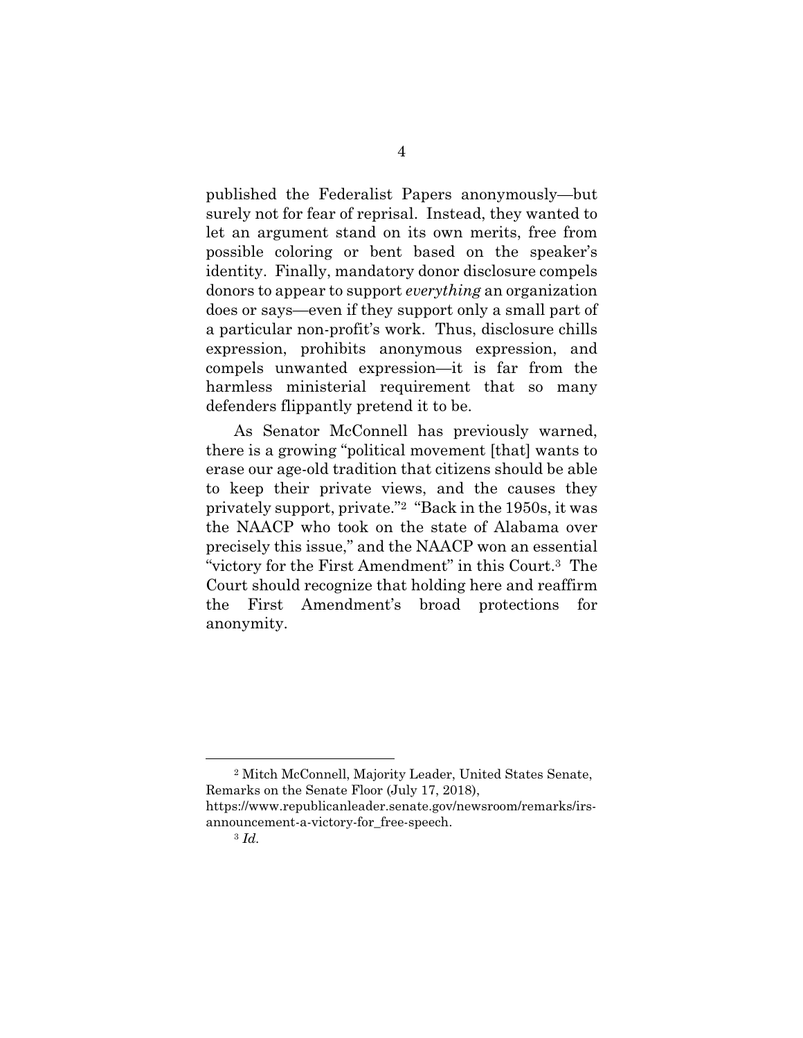published the Federalist Papers anonymously—but surely not for fear of reprisal. Instead, they wanted to let an argument stand on its own merits, free from possible coloring or bent based on the speaker's identity. Finally, mandatory donor disclosure compels donors to appear to support *everything* an organization does or says—even if they support only a small part of a particular non-profit's work. Thus, disclosure chills expression, prohibits anonymous expression, and compels unwanted expression—it is far from the harmless ministerial requirement that so many defenders flippantly pretend it to be.

As Senator McConnell has previously warned, there is a growing "political movement [that] wants to erase our age-old tradition that citizens should be able to keep their private views, and the causes they privately support, private."[2] "Back in the 1950s, it was the NAACP who took on the state of Alabama over precisely this issue," and the NAACP won an essential "victory for the First Amendment" in this Court.[3] The Court should recognize that holding here and reaffirm the First Amendment's broad protections for anonymity.

---

[2] Mitch McConnell, Majority Leader, United States Senate, Remarks on the Senate Floor (July 17, 2018), https://www.republicanleader.senate.gov/newsroom/remarks/irs-announcement-a-victory-for_free-speech.

[3] *Id.*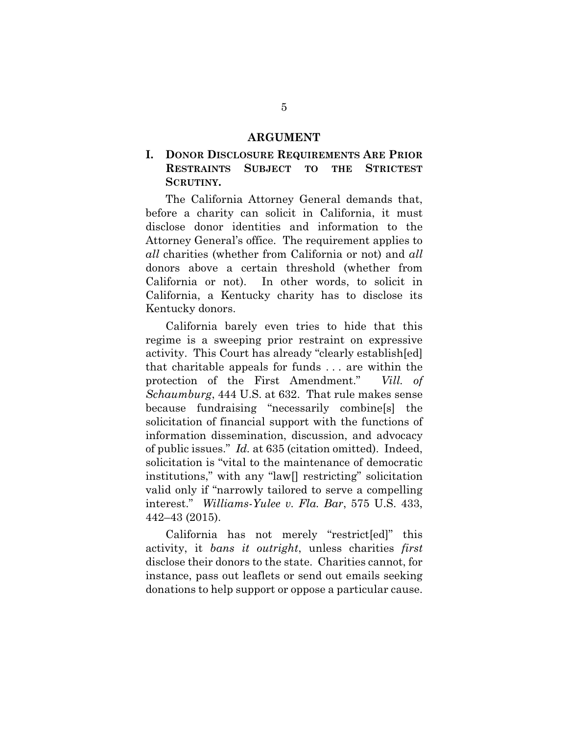## ARGUMENT

### I. DONOR DISCLOSURE REQUIREMENTS ARE PRIOR RESTRAINTS SUBJECT TO THE STRICTEST SCRUTINY.

The California Attorney General demands that, before a charity can solicit in California, it must disclose donor identities and information to the Attorney General's office. The requirement applies to *all* charities (whether from California or not) and *all* donors above a certain threshold (whether from California or not). In other words, to solicit in California, a Kentucky charity has to disclose its Kentucky donors.

California barely even tries to hide that this regime is a sweeping prior restraint on expressive activity. This Court has already "clearly establish[ed] that charitable appeals for funds . . . are within the protection of the First Amendment." *Vill. of Schaumburg*, 444 U.S. at 632. That rule makes sense because fundraising "necessarily combine[s] the solicitation of financial support with the functions of information dissemination, discussion, and advocacy of public issues." *Id.* at 635 (citation omitted). Indeed, solicitation is "vital to the maintenance of democratic institutions," with any "law[] restricting" solicitation valid only if "narrowly tailored to serve a compelling interest." *Williams-Yulee v. Fla. Bar*, 575 U.S. 433, 442–43 (2015).

California has not merely "restrict[ed]" this activity, it *bans it outright*, unless charities *first* disclose their donors to the state. Charities cannot, for instance, pass out leaflets or send out emails seeking donations to help support or oppose a particular cause.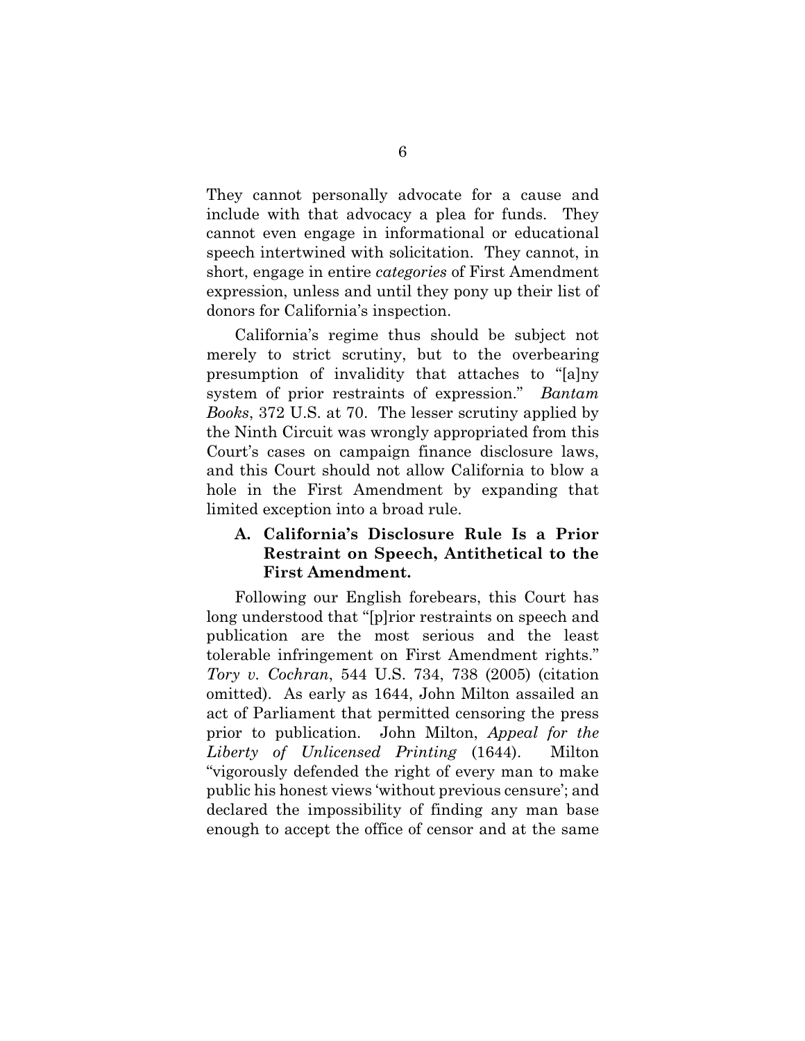They cannot personally advocate for a cause and include with that advocacy a plea for funds. They cannot even engage in informational or educational speech intertwined with solicitation. They cannot, in short, engage in entire *categories* of First Amendment expression, unless and until they pony up their list of donors for California's inspection.

California's regime thus should be subject not merely to strict scrutiny, but to the overbearing presumption of invalidity that attaches to "[a]ny system of prior restraints of expression." *Bantam Books*, 372 U.S. at 70. The lesser scrutiny applied by the Ninth Circuit was wrongly appropriated from this Court's cases on campaign finance disclosure laws, and this Court should not allow California to blow a hole in the First Amendment by expanding that limited exception into a broad rule.

### A. California's Disclosure Rule Is a Prior Restraint on Speech, Antithetical to the First Amendment.

Following our English forebears, this Court has long understood that "[p]rior restraints on speech and publication are the most serious and the least tolerable infringement on First Amendment rights." *Tory v. Cochran*, 544 U.S. 734, 738 (2005) (citation omitted). As early as 1644, John Milton assailed an act of Parliament that permitted censoring the press prior to publication. John Milton, *Appeal for the Liberty of Unlicensed Printing* (1644). Milton "vigorously defended the right of every man to make public his honest views 'without previous censure'; and declared the impossibility of finding any man base enough to accept the office of censor and at the same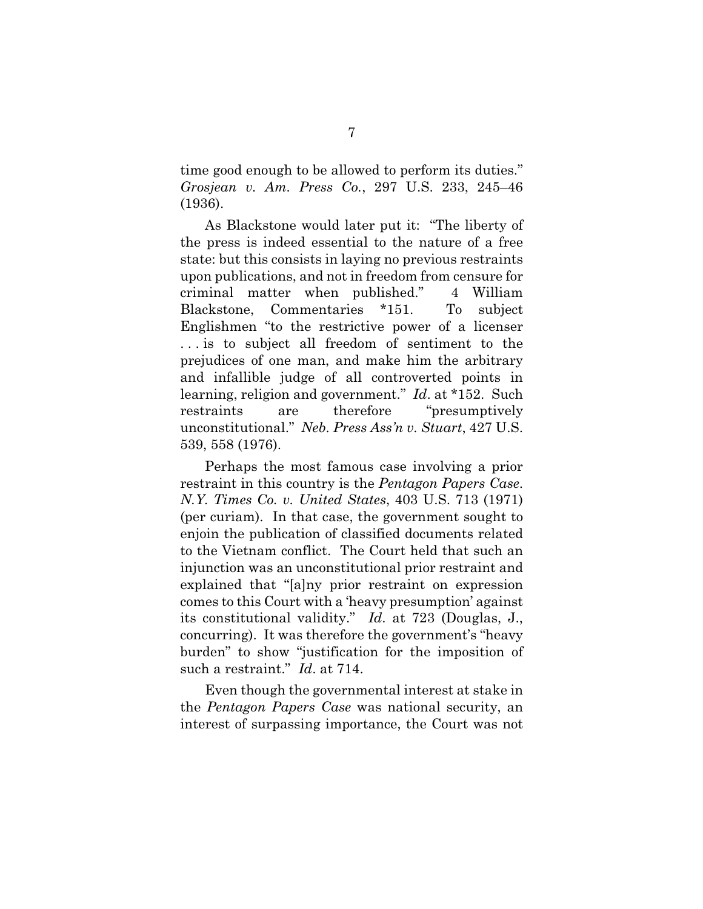time good enough to be allowed to perform its duties." *Grosjean v. Am. Press Co.*, 297 U.S. 233, 245–46 (1936).

As Blackstone would later put it: "The liberty of the press is indeed essential to the nature of a free state: but this consists in laying no previous restraints upon publications, and not in freedom from censure for criminal matter when published." 4 William Blackstone, Commentaries *151. To subject Englishmen "to the restrictive power of a licenser . . . is to subject all freedom of sentiment to the prejudices of one man, and make him the arbitrary and infallible judge of all controverted points in learning, religion and government." *Id.* at *152. Such restraints are therefore "presumptively unconstitutional." *Neb. Press Ass'n v. Stuart*, 427 U.S. 539, 558 (1976).

Perhaps the most famous case involving a prior restraint in this country is the *Pentagon Papers Case*. *N.Y. Times Co. v. United States*, 403 U.S. 713 (1971) (per curiam). In that case, the government sought to enjoin the publication of classified documents related to the Vietnam conflict. The Court held that such an injunction was an unconstitutional prior restraint and explained that "[a]ny prior restraint on expression comes to this Court with a 'heavy presumption' against its constitutional validity." *Id.* at 723 (Douglas, J., concurring). It was therefore the government's "heavy burden" to show "justification for the imposition of such a restraint." *Id.* at 714.

Even though the governmental interest at stake in the *Pentagon Papers Case* was national security, an interest of surpassing importance, the Court was not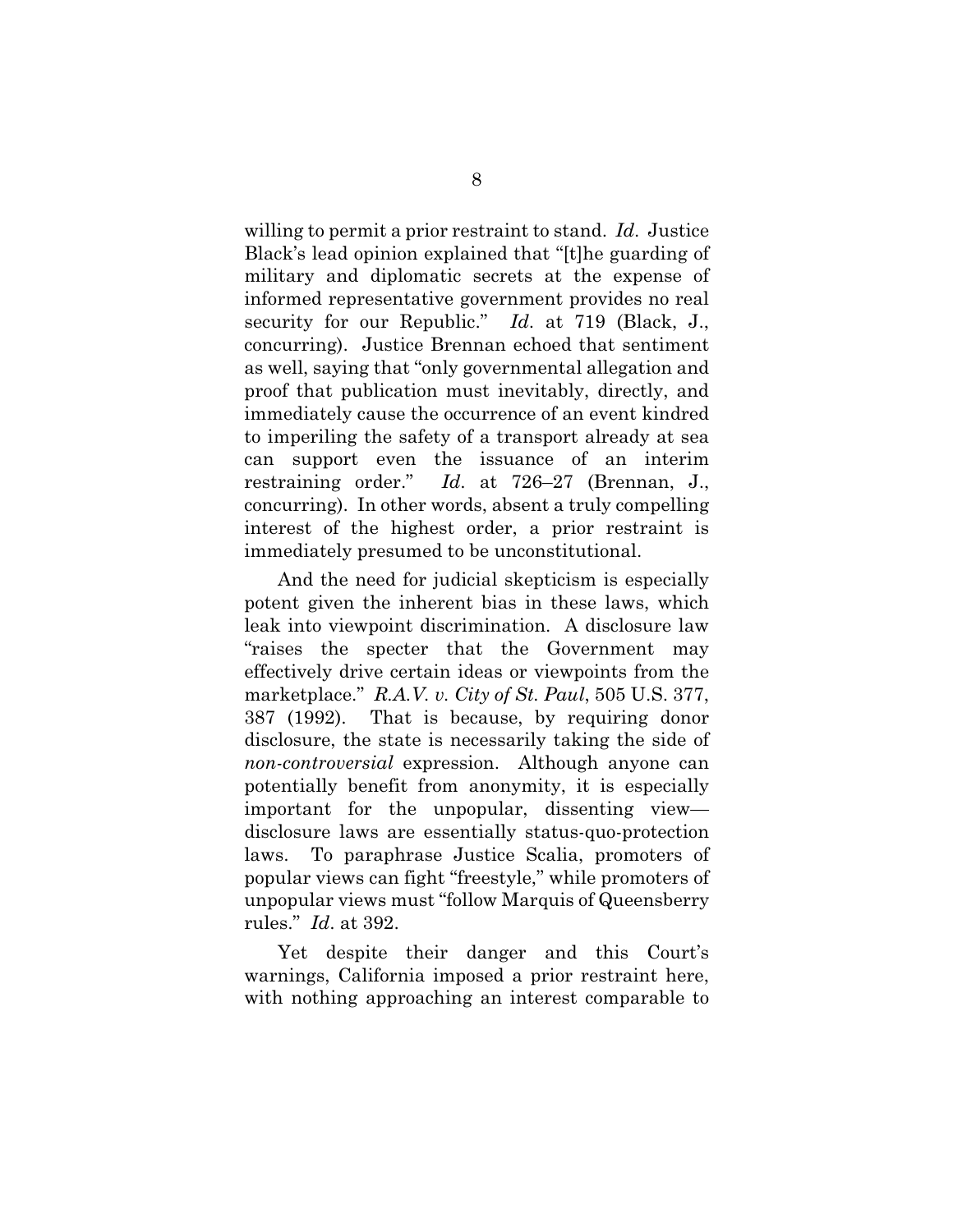willing to permit a prior restraint to stand. *Id.* Justice Black's lead opinion explained that "[t]he guarding of military and diplomatic secrets at the expense of informed representative government provides no real security for our Republic." *Id.* at 719 (Black, J., concurring). Justice Brennan echoed that sentiment as well, saying that "only governmental allegation and proof that publication must inevitably, directly, and immediately cause the occurrence of an event kindred to imperiling the safety of a transport already at sea can support even the issuance of an interim restraining order." *Id.* at 726–27 (Brennan, J., concurring). In other words, absent a truly compelling interest of the highest order, a prior restraint is immediately presumed to be unconstitutional.

And the need for judicial skepticism is especially potent given the inherent bias in these laws, which leak into viewpoint discrimination. A disclosure law "raises the specter that the Government may effectively drive certain ideas or viewpoints from the marketplace." *R.A.V. v. City of St. Paul*, 505 U.S. 377, 387 (1992). That is because, by requiring donor disclosure, the state is necessarily taking the side of *non-controversial* expression. Although anyone can potentially benefit from anonymity, it is especially important for the unpopular, dissenting view—disclosure laws are essentially status-quo-protection laws. To paraphrase Justice Scalia, promoters of popular views can fight "freestyle," while promoters of unpopular views must "follow Marquis of Queensberry rules." *Id.* at 392.

Yet despite their danger and this Court's warnings, California imposed a prior restraint here, with nothing approaching an interest comparable to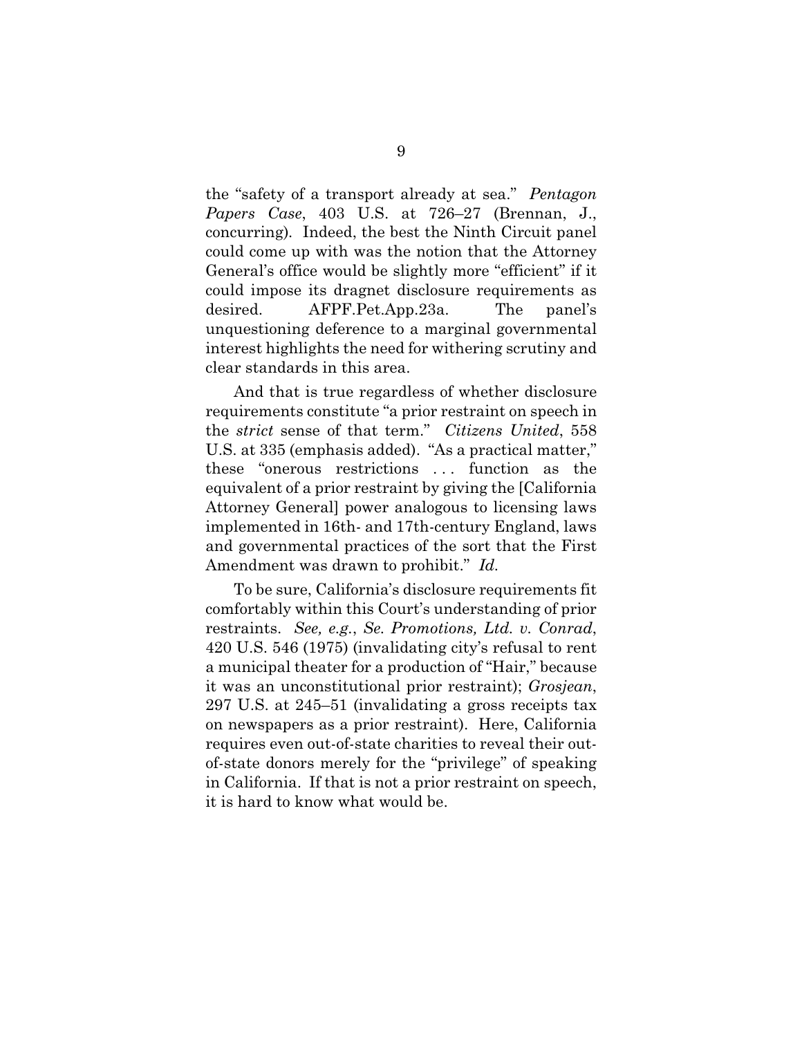the "safety of a transport already at sea." *Pentagon Papers Case*, 403 U.S. at 726–27 (Brennan, J., concurring). Indeed, the best the Ninth Circuit panel could come up with was the notion that the Attorney General's office would be slightly more "efficient" if it could impose its dragnet disclosure requirements as desired. AFPF.Pet.App.23a. The panel's unquestioning deference to a marginal governmental interest highlights the need for withering scrutiny and clear standards in this area.

And that is true regardless of whether disclosure requirements constitute "a prior restraint on speech in the *strict* sense of that term." *Citizens United*, 558 U.S. at 335 (emphasis added). "As a practical matter," these "onerous restrictions . . . function as the equivalent of a prior restraint by giving the [California Attorney General] power analogous to licensing laws implemented in 16th- and 17th-century England, laws and governmental practices of the sort that the First Amendment was drawn to prohibit." *Id.*

To be sure, California's disclosure requirements fit comfortably within this Court's understanding of prior restraints. *See, e.g.*, *Se. Promotions, Ltd. v. Conrad*, 420 U.S. 546 (1975) (invalidating city's refusal to rent a municipal theater for a production of "Hair," because it was an unconstitutional prior restraint); *Grosjean*, 297 U.S. at 245–51 (invalidating a gross receipts tax on newspapers as a prior restraint). Here, California requires even out-of-state charities to reveal their out-of-state donors merely for the "privilege" of speaking in California. If that is not a prior restraint on speech, it is hard to know what would be.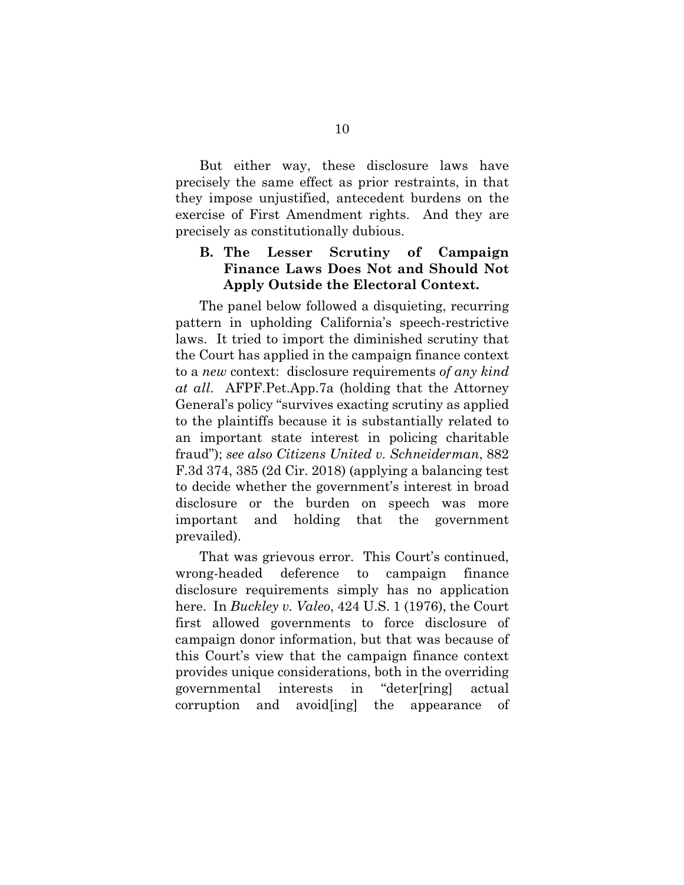But either way, these disclosure laws have precisely the same effect as prior restraints, in that they impose unjustified, antecedent burdens on the exercise of First Amendment rights. And they are precisely as constitutionally dubious.

### B. The Lesser Scrutiny of Campaign Finance Laws Does Not and Should Not Apply Outside the Electoral Context.

The panel below followed a disquieting, recurring pattern in upholding California's speech-restrictive laws. It tried to import the diminished scrutiny that the Court has applied in the campaign finance context to a *new* context: disclosure requirements *of any kind at all*. AFPF.Pet.App.7a (holding that the Attorney General's policy "survives exacting scrutiny as applied to the plaintiffs because it is substantially related to an important state interest in policing charitable fraud"); *see also Citizens United v. Schneiderman*, 882 F.3d 374, 385 (2d Cir. 2018) (applying a balancing test to decide whether the government's interest in broad disclosure or the burden on speech was more important and holding that the government prevailed).

That was grievous error. This Court's continued, wrong-headed deference to campaign finance disclosure requirements simply has no application here. In *Buckley v. Valeo*, 424 U.S. 1 (1976), the Court first allowed governments to force disclosure of campaign donor information, but that was because of this Court's view that the campaign finance context provides unique considerations, both in the overriding governmental interests in "deter[ring] actual corruption and avoid[ing] the appearance of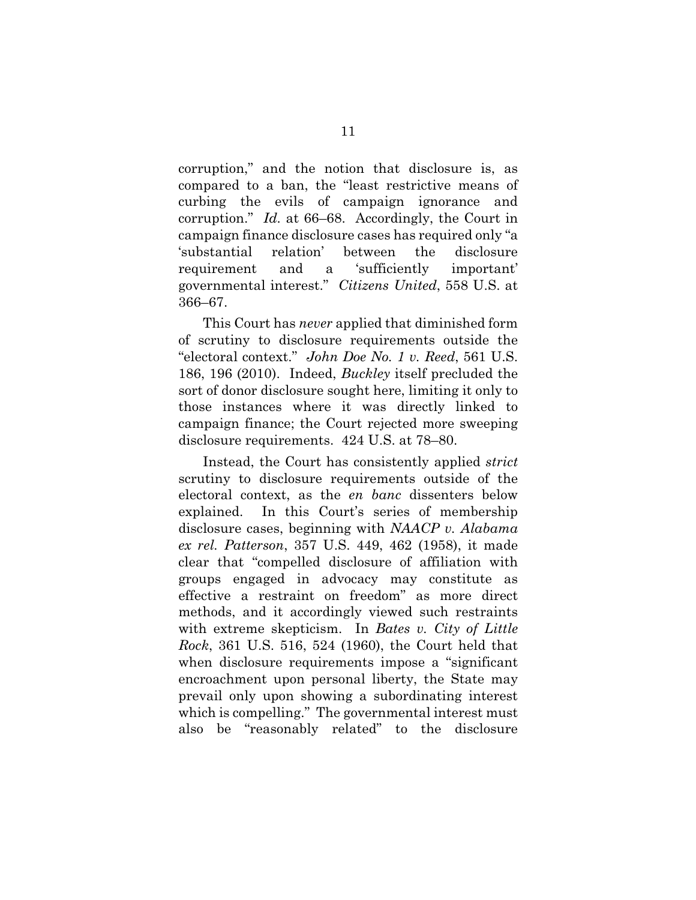corruption," and the notion that disclosure is, as compared to a ban, the "least restrictive means of curbing the evils of campaign ignorance and corruption." *Id.* at 66–68. Accordingly, the Court in campaign finance disclosure cases has required only "a 'substantial relation' between the disclosure requirement and a 'sufficiently important' governmental interest." *Citizens United*, 558 U.S. at 366–67.

This Court has *never* applied that diminished form of scrutiny to disclosure requirements outside the "electoral context." *John Doe No. 1 v. Reed*, 561 U.S. 186, 196 (2010). Indeed, *Buckley* itself precluded the sort of donor disclosure sought here, limiting it only to those instances where it was directly linked to campaign finance; the Court rejected more sweeping disclosure requirements. 424 U.S. at 78–80.

Instead, the Court has consistently applied *strict* scrutiny to disclosure requirements outside of the electoral context, as the *en banc* dissenters below explained. In this Court's series of membership disclosure cases, beginning with *NAACP v. Alabama ex rel. Patterson*, 357 U.S. 449, 462 (1958), it made clear that "compelled disclosure of affiliation with groups engaged in advocacy may constitute as effective a restraint on freedom" as more direct methods, and it accordingly viewed such restraints with extreme skepticism. In *Bates v. City of Little Rock*, 361 U.S. 516, 524 (1960), the Court held that when disclosure requirements impose a "significant encroachment upon personal liberty, the State may prevail only upon showing a subordinating interest which is compelling." The governmental interest must also be "reasonably related" to the disclosure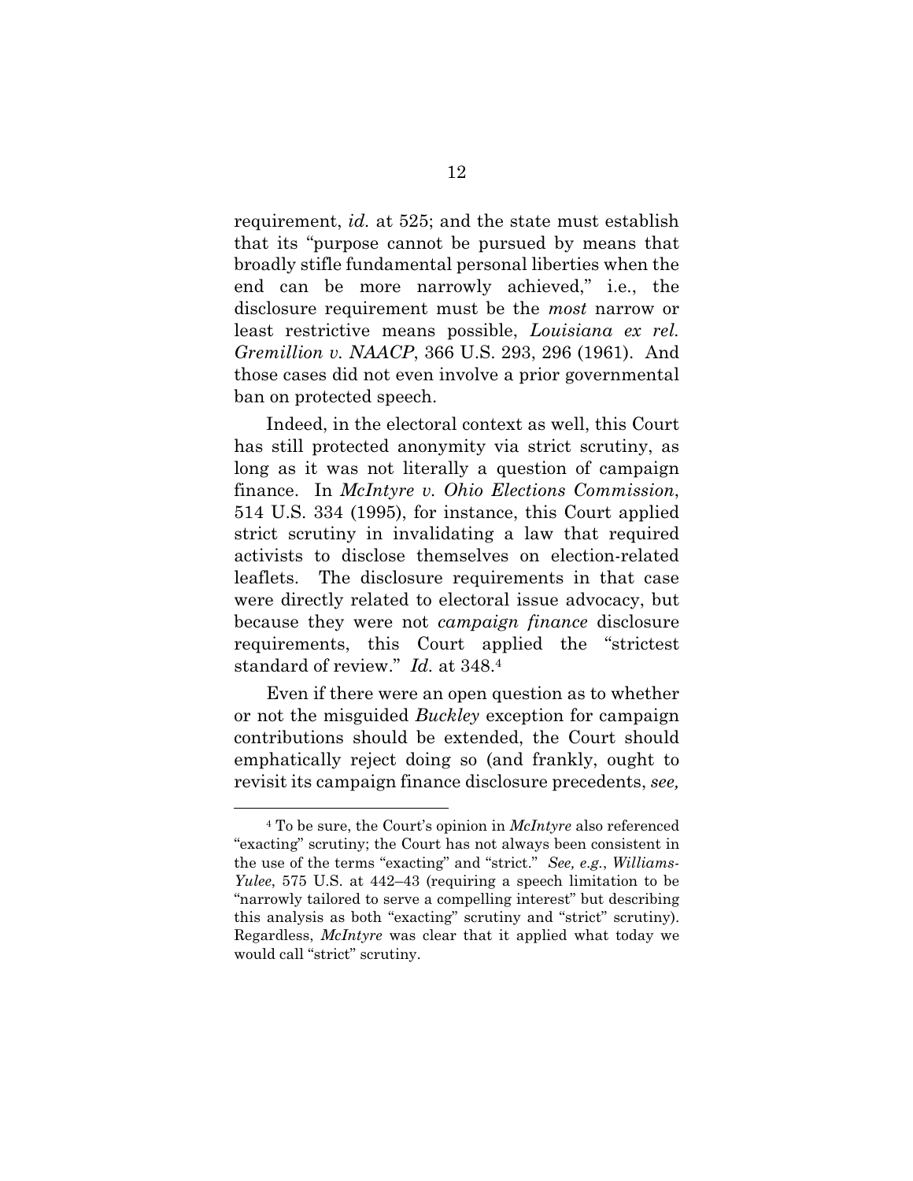requirement, *id.* at 525; and the state must establish that its "purpose cannot be pursued by means that broadly stifle fundamental personal liberties when the end can be more narrowly achieved," i.e., the disclosure requirement must be the *most* narrow or least restrictive means possible, *Louisiana ex rel. Gremillion v. NAACP*, 366 U.S. 293, 296 (1961). And those cases did not even involve a prior governmental ban on protected speech.

Indeed, in the electoral context as well, this Court has still protected anonymity via strict scrutiny, as long as it was not literally a question of campaign finance. In *McIntyre v. Ohio Elections Commission*, 514 U.S. 334 (1995), for instance, this Court applied strict scrutiny in invalidating a law that required activists to disclose themselves on election-related leaflets. The disclosure requirements in that case were directly related to electoral issue advocacy, but because they were not *campaign finance* disclosure requirements, this Court applied the "strictest standard of review." *Id.* at 348.[4]

Even if there were an open question as to whether or not the misguided *Buckley* exception for campaign contributions should be extended, the Court should emphatically reject doing so (and frankly, ought to revisit its campaign finance disclosure precedents, *see,*

---

[4] To be sure, the Court's opinion in *McIntyre* also referenced "exacting" scrutiny; the Court has not always been consistent in the use of the terms "exacting" and "strict." *See, e.g.*, *Williams-Yulee*, 575 U.S. at 442–43 (requiring a speech limitation to be "narrowly tailored to serve a compelling interest" but describing this analysis as both "exacting" scrutiny and "strict" scrutiny). Regardless, *McIntyre* was clear that it applied what today we would call "strict" scrutiny.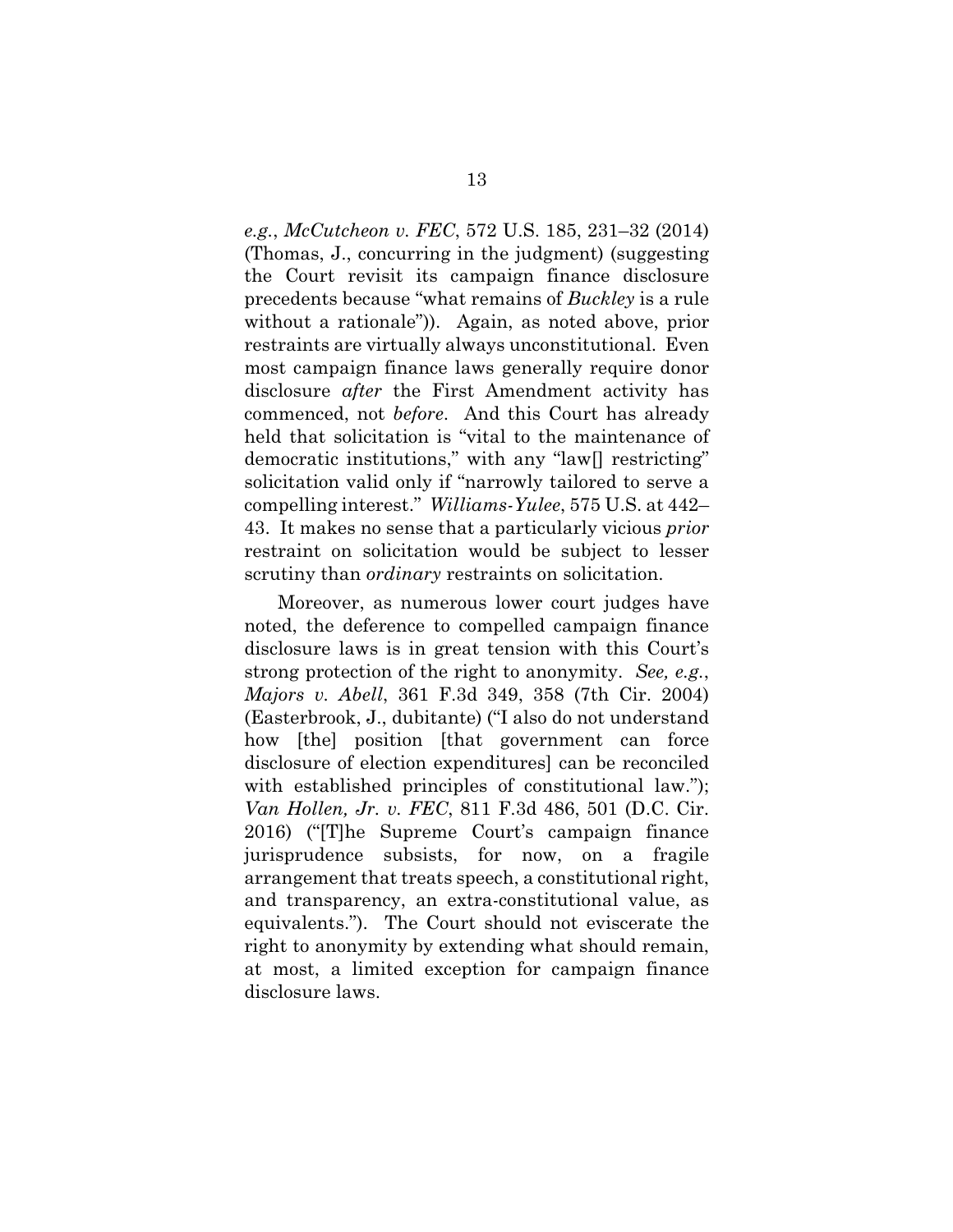*e.g.*, *McCutcheon v. FEC*, 572 U.S. 185, 231–32 (2014) (Thomas, J., concurring in the judgment) (suggesting the Court revisit its campaign finance disclosure precedents because "what remains of *Buckley* is a rule without a rationale")). Again, as noted above, prior restraints are virtually always unconstitutional. Even most campaign finance laws generally require donor disclosure *after* the First Amendment activity has commenced, not *before*. And this Court has already held that solicitation is "vital to the maintenance of democratic institutions," with any "law[] restricting" solicitation valid only if "narrowly tailored to serve a compelling interest." *Williams-Yulee*, 575 U.S. at 442–43. It makes no sense that a particularly vicious *prior* restraint on solicitation would be subject to lesser scrutiny than *ordinary* restraints on solicitation.

Moreover, as numerous lower court judges have noted, the deference to compelled campaign finance disclosure laws is in great tension with this Court's strong protection of the right to anonymity. *See, e.g.*, *Majors v. Abell*, 361 F.3d 349, 358 (7th Cir. 2004) (Easterbrook, J., dubitante) ("I also do not understand how [the] position [that government can force disclosure of election expenditures] can be reconciled with established principles of constitutional law."); *Van Hollen, Jr. v. FEC*, 811 F.3d 486, 501 (D.C. Cir. 2016) ("[T]he Supreme Court's campaign finance jurisprudence subsists, for now, on a fragile arrangement that treats speech, a constitutional right, and transparency, an extra-constitutional value, as equivalents."). The Court should not eviscerate the right to anonymity by extending what should remain, at most, a limited exception for campaign finance disclosure laws.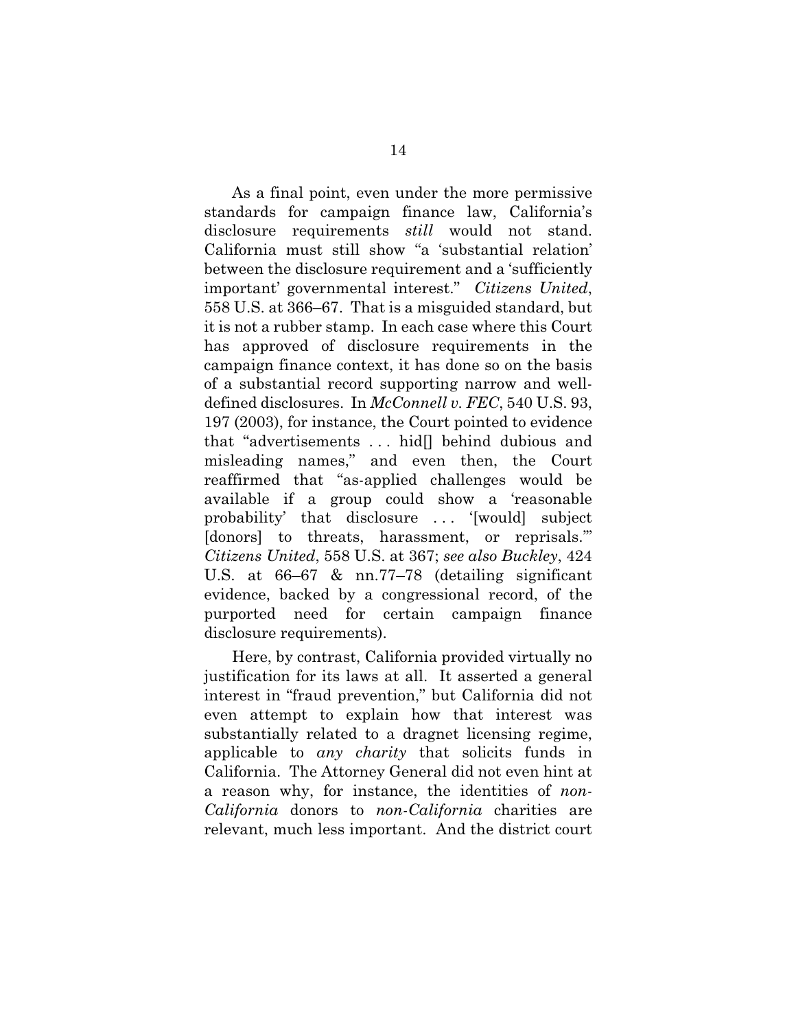As a final point, even under the more permissive standards for campaign finance law, California's disclosure requirements *still* would not stand. California must still show "a 'substantial relation' between the disclosure requirement and a 'sufficiently important' governmental interest." *Citizens United*, 558 U.S. at 366–67. That is a misguided standard, but it is not a rubber stamp. In each case where this Court has approved of disclosure requirements in the campaign finance context, it has done so on the basis of a substantial record supporting narrow and well-defined disclosures. In *McConnell v. FEC*, 540 U.S. 93, 197 (2003), for instance, the Court pointed to evidence that "advertisements . . . hid[] behind dubious and misleading names," and even then, the Court reaffirmed that "as-applied challenges would be available if a group could show a 'reasonable probability' that disclosure . . . '[would] subject [donors] to threats, harassment, or reprisals.'" *Citizens United*, 558 U.S. at 367; *see also Buckley*, 424 U.S. at 66–67 & nn.77–78 (detailing significant evidence, backed by a congressional record, of the purported need for certain campaign finance disclosure requirements).

Here, by contrast, California provided virtually no justification for its laws at all. It asserted a general interest in "fraud prevention," but California did not even attempt to explain how that interest was substantially related to a dragnet licensing regime, applicable to *any charity* that solicits funds in California. The Attorney General did not even hint at a reason why, for instance, the identities of *non-California* donors to *non-California* charities are relevant, much less important. And the district court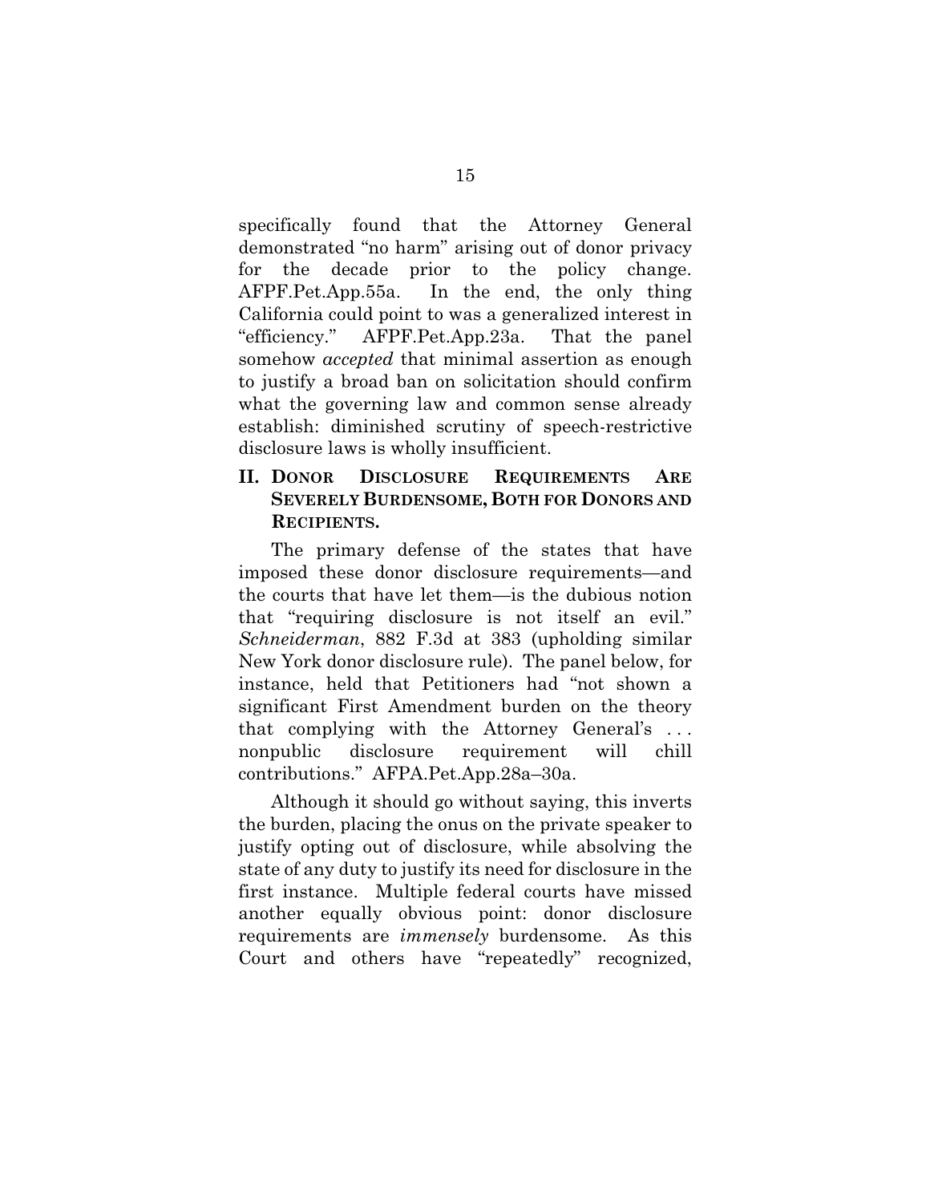specifically found that the Attorney General demonstrated "no harm" arising out of donor privacy for the decade prior to the policy change. AFPF.Pet.App.55a. In the end, the only thing California could point to was a generalized interest in "efficiency." AFPF.Pet.App.23a. That the panel somehow *accepted* that minimal assertion as enough to justify a broad ban on solicitation should confirm what the governing law and common sense already establish: diminished scrutiny of speech-restrictive disclosure laws is wholly insufficient.

## II. Donor Disclosure Requirements Are Severely Burdensome, Both for Donors and Recipients.

The primary defense of the states that have imposed these donor disclosure requirements—and the courts that have let them—is the dubious notion that "requiring disclosure is not itself an evil." *Schneiderman*, 882 F.3d at 383 (upholding similar New York donor disclosure rule). The panel below, for instance, held that Petitioners had "not shown a significant First Amendment burden on the theory that complying with the Attorney General's . . . nonpublic disclosure requirement will chill contributions." AFPA.Pet.App.28a–30a.

Although it should go without saying, this inverts the burden, placing the onus on the private speaker to justify opting out of disclosure, while absolving the state of any duty to justify its need for disclosure in the first instance. Multiple federal courts have missed another equally obvious point: donor disclosure requirements are *immensely* burdensome. As this Court and others have "repeatedly" recognized,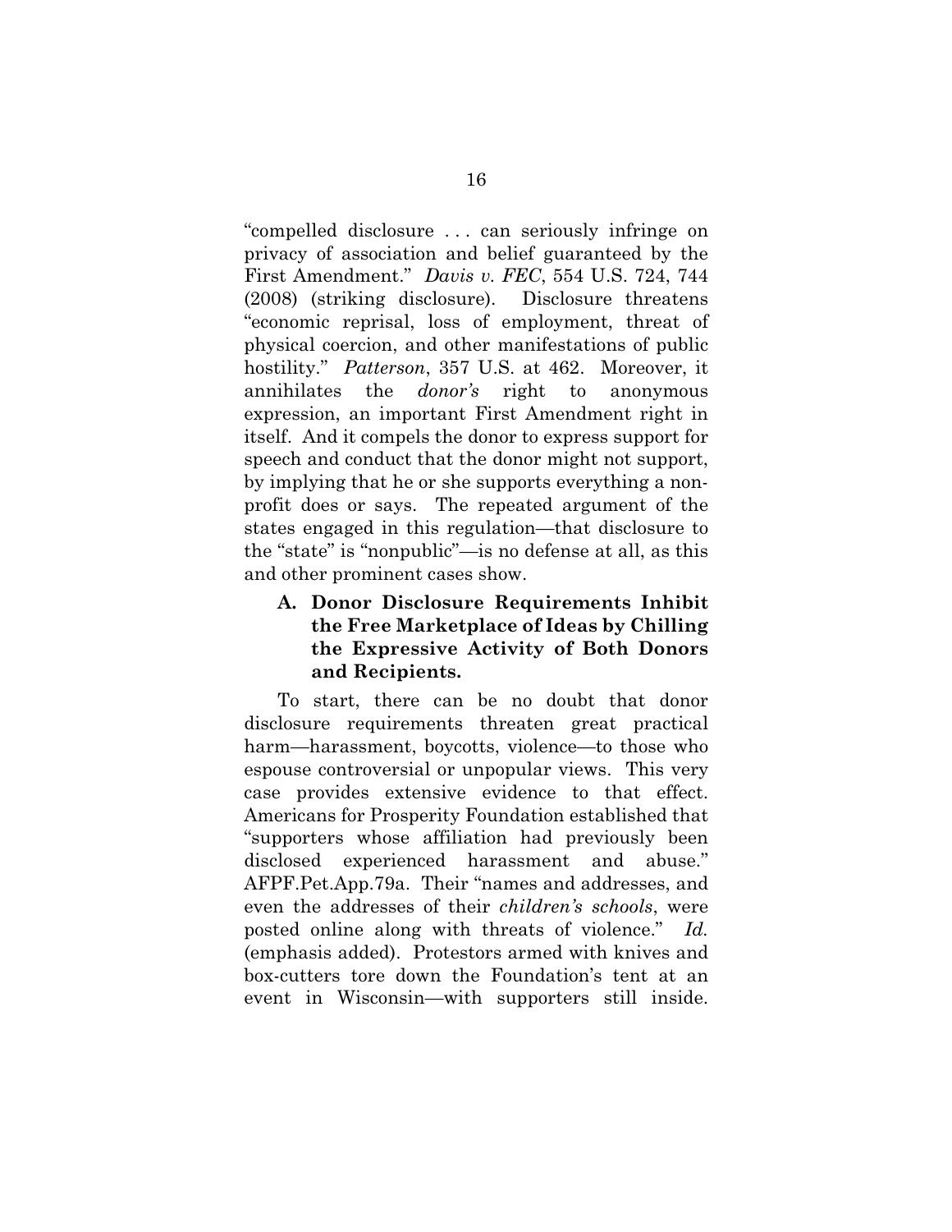"compelled disclosure . . . can seriously infringe on privacy of association and belief guaranteed by the First Amendment." *Davis v. FEC*, 554 U.S. 724, 744 (2008) (striking disclosure). Disclosure threatens "economic reprisal, loss of employment, threat of physical coercion, and other manifestations of public hostility." *Patterson*, 357 U.S. at 462. Moreover, it annihilates the *donor's* right to anonymous expression, an important First Amendment right in itself. And it compels the donor to express support for speech and conduct that the donor might not support, by implying that he or she supports everything a non-profit does or says. The repeated argument of the states engaged in this regulation—that disclosure to the "state" is "nonpublic"—is no defense at all, as this and other prominent cases show.

### A. Donor Disclosure Requirements Inhibit the Free Marketplace of Ideas by Chilling the Expressive Activity of Both Donors and Recipients.

To start, there can be no doubt that donor disclosure requirements threaten great practical harm—harassment, boycotts, violence—to those who espouse controversial or unpopular views. This very case provides extensive evidence to that effect. Americans for Prosperity Foundation established that "supporters whose affiliation had previously been disclosed experienced harassment and abuse." AFPF.Pet.App.79a. Their "names and addresses, and even the addresses of their *children's schools*, were posted online along with threats of violence." *Id.* (emphasis added). Protestors armed with knives and box-cutters tore down the Foundation's tent at an event in Wisconsin—with supporters still inside.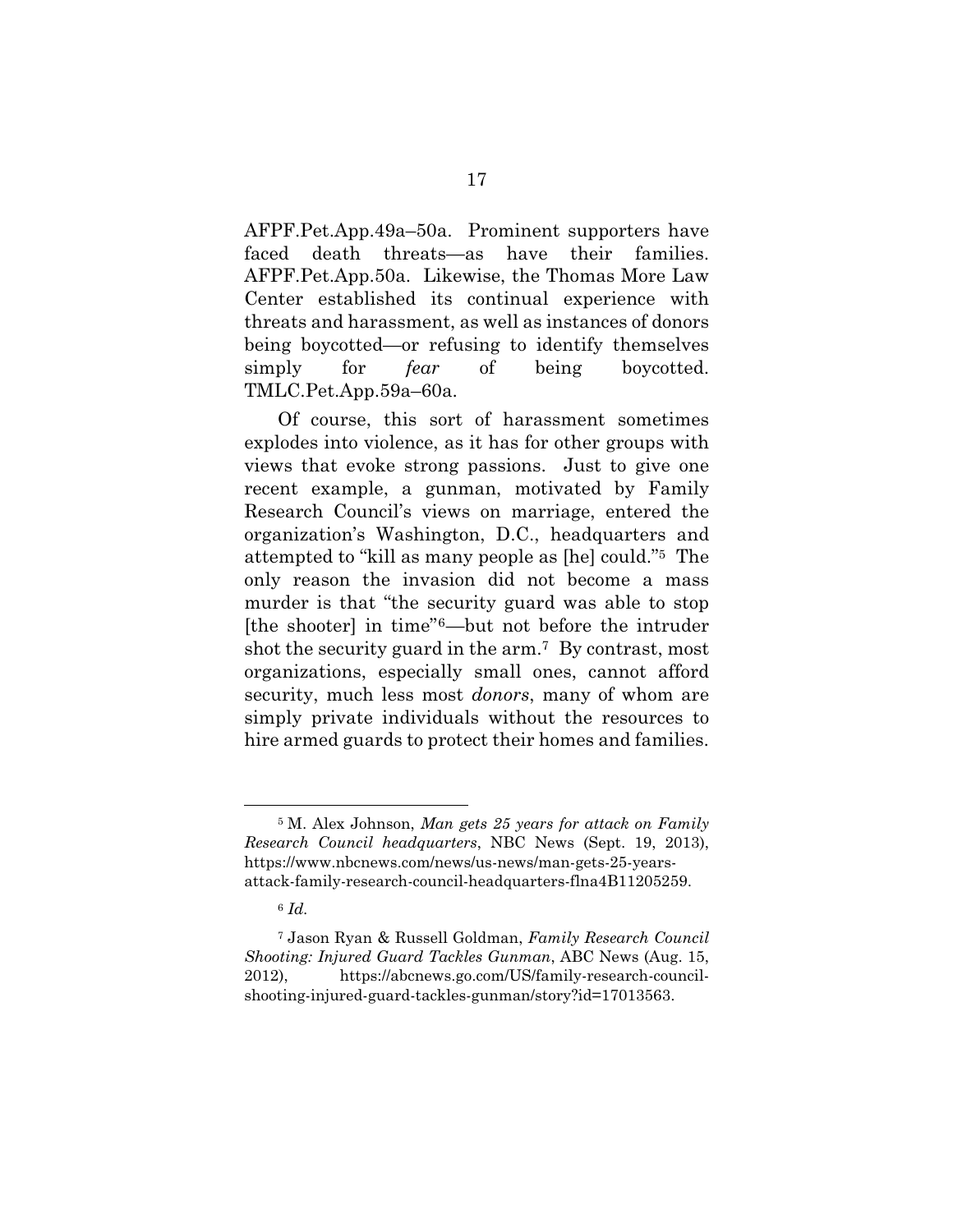AFPF.Pet.App.49a–50a. Prominent supporters have faced death threats—as have their families. AFPF.Pet.App.50a. Likewise, the Thomas More Law Center established its continual experience with threats and harassment, as well as instances of donors being boycotted—or refusing to identify themselves simply for *fear* of being boycotted. TMLC.Pet.App.59a–60a.

Of course, this sort of harassment sometimes explodes into violence, as it has for other groups with views that evoke strong passions. Just to give one recent example, a gunman, motivated by Family Research Council's views on marriage, entered the organization's Washington, D.C., headquarters and attempted to "kill as many people as [he] could."[5] The only reason the invasion did not become a mass murder is that "the security guard was able to stop [the shooter] in time"[6]—but not before the intruder shot the security guard in the arm.[7] By contrast, most organizations, especially small ones, cannot afford security, much less most *donors*, many of whom are simply private individuals without the resources to hire armed guards to protect their homes and families.

---

[5] M. Alex Johnson, *Man gets 25 years for attack on Family Research Council headquarters*, NBC News (Sept. 19, 2013), https://www.nbcnews.com/news/us-news/man-gets-25-years-attack-family-research-council-headquarters-flna4B11205259.

[6] *Id.*

[7] Jason Ryan & Russell Goldman, *Family Research Council Shooting: Injured Guard Tackles Gunman*, ABC News (Aug. 15, 2012), https://abcnews.go.com/US/family-research-council-shooting-injured-guard-tackles-gunman/story?id=17013563.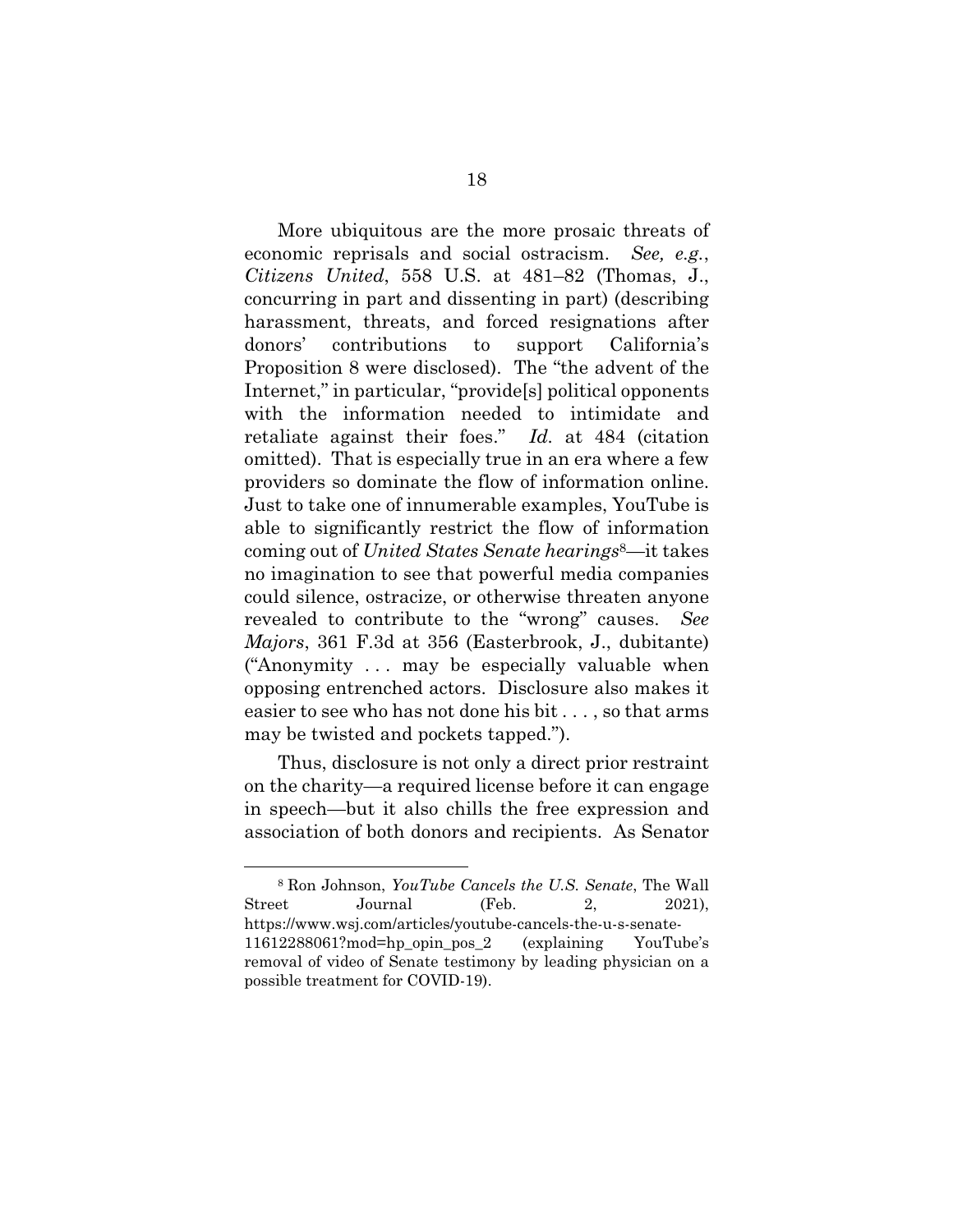More ubiquitous are the more prosaic threats of economic reprisals and social ostracism. *See, e.g.*, *Citizens United*, 558 U.S. at 481–82 (Thomas, J., concurring in part and dissenting in part) (describing harassment, threats, and forced resignations after donors' contributions to support California's Proposition 8 were disclosed). The "the advent of the Internet," in particular, "provide[s] political opponents with the information needed to intimidate and retaliate against their foes." *Id.* at 484 (citation omitted). That is especially true in an era where a few providers so dominate the flow of information online. Just to take one of innumerable examples, YouTube is able to significantly restrict the flow of information coming out of *United States Senate hearings*[8]—it takes no imagination to see that powerful media companies could silence, ostracize, or otherwise threaten anyone revealed to contribute to the "wrong" causes. *See Majors*, 361 F.3d at 356 (Easterbrook, J., dubitante) ("Anonymity . . . may be especially valuable when opposing entrenched actors. Disclosure also makes it easier to see who has not done his bit . . . , so that arms may be twisted and pockets tapped.").

Thus, disclosure is not only a direct prior restraint on the charity—a required license before it can engage in speech—but it also chills the free expression and association of both donors and recipients. As Senator

---

[8] Ron Johnson, *YouTube Cancels the U.S. Senate*, The Wall Street Journal (Feb. 2, 2021), https://www.wsj.com/articles/youtube-cancels-the-u-s-senate-11612288061?mod=hp_opin_pos_2 (explaining YouTube's removal of video of Senate testimony by leading physician on a possible treatment for COVID-19).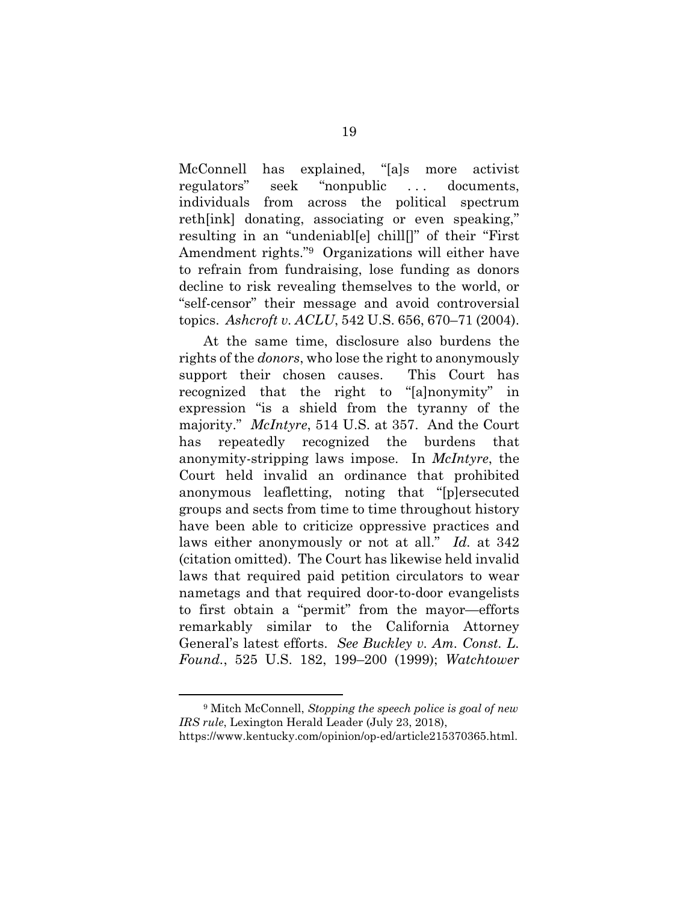McConnell has explained, "[a]s more activist regulators" seek "nonpublic . . . documents, individuals from across the political spectrum reth[ink] donating, associating or even speaking," resulting in an "undeniabl[e] chill[]" of their "First Amendment rights."[9] Organizations will either have to refrain from fundraising, lose funding as donors decline to risk revealing themselves to the world, or "self-censor" their message and avoid controversial topics. *Ashcroft v. ACLU*, 542 U.S. 656, 670–71 (2004).

At the same time, disclosure also burdens the rights of the *donors*, who lose the right to anonymously support their chosen causes. This Court has recognized that the right to "[a]nonymity" in expression "is a shield from the tyranny of the majority." *McIntyre*, 514 U.S. at 357. And the Court has repeatedly recognized the burdens that anonymity-stripping laws impose. In *McIntyre*, the Court held invalid an ordinance that prohibited anonymous leafletting, noting that "[p]ersecuted groups and sects from time to time throughout history have been able to criticize oppressive practices and laws either anonymously or not at all." *Id.* at 342 (citation omitted). The Court has likewise held invalid laws that required paid petition circulators to wear nametags and that required door-to-door evangelists to first obtain a "permit" from the mayor—efforts remarkably similar to the California Attorney General's latest efforts. *See Buckley v. Am. Const. L. Found.*, 525 U.S. 182, 199–200 (1999); *Watchtower*

---

[9] Mitch McConnell, *Stopping the speech police is goal of new IRS rule*, Lexington Herald Leader (July 23, 2018), https://www.kentucky.com/opinion/op-ed/article215370365.html.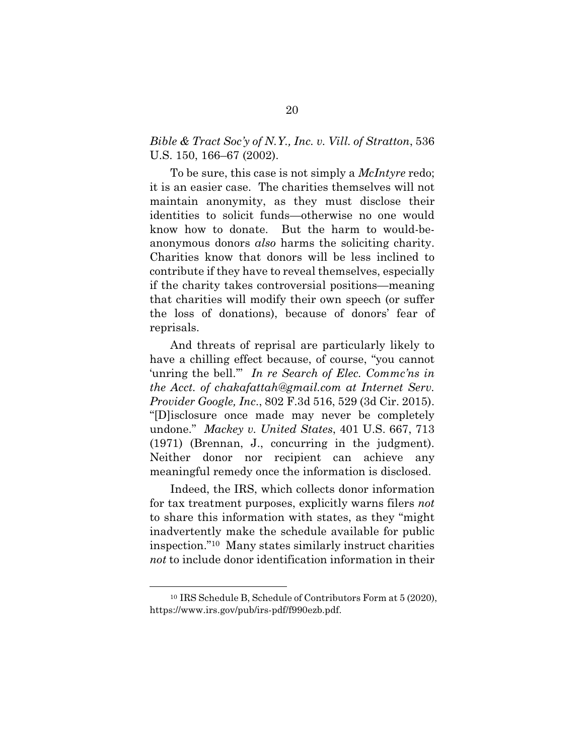*Bible & Tract Soc'y of N.Y., Inc. v. Vill. of Stratton*, 536 U.S. 150, 166–67 (2002).

To be sure, this case is not simply a *McIntyre* redo; it is an easier case. The charities themselves will not maintain anonymity, as they must disclose their identities to solicit funds—otherwise no one would know how to donate. But the harm to would-be-anonymous donors *also* harms the soliciting charity. Charities know that donors will be less inclined to contribute if they have to reveal themselves, especially if the charity takes controversial positions—meaning that charities will modify their own speech (or suffer the loss of donations), because of donors' fear of reprisals.

And threats of reprisal are particularly likely to have a chilling effect because, of course, "you cannot 'unring the bell.'" *In re Search of Elec. Commc'ns in the Acct. of chakafattah@gmail.com at Internet Serv. Provider Google, Inc.*, 802 F.3d 516, 529 (3d Cir. 2015). "[D]isclosure once made may never be completely undone." *Mackey v. United States*, 401 U.S. 667, 713 (1971) (Brennan, J., concurring in the judgment). Neither donor nor recipient can achieve any meaningful remedy once the information is disclosed.

Indeed, the IRS, which collects donor information for tax treatment purposes, explicitly warns filers *not* to share this information with states, as they "might inadvertently make the schedule available for public inspection."[10] Many states similarly instruct charities *not* to include donor identification information in their

---

[10] IRS Schedule B, Schedule of Contributors Form at 5 (2020), https://www.irs.gov/pub/irs-pdf/f990ezb.pdf.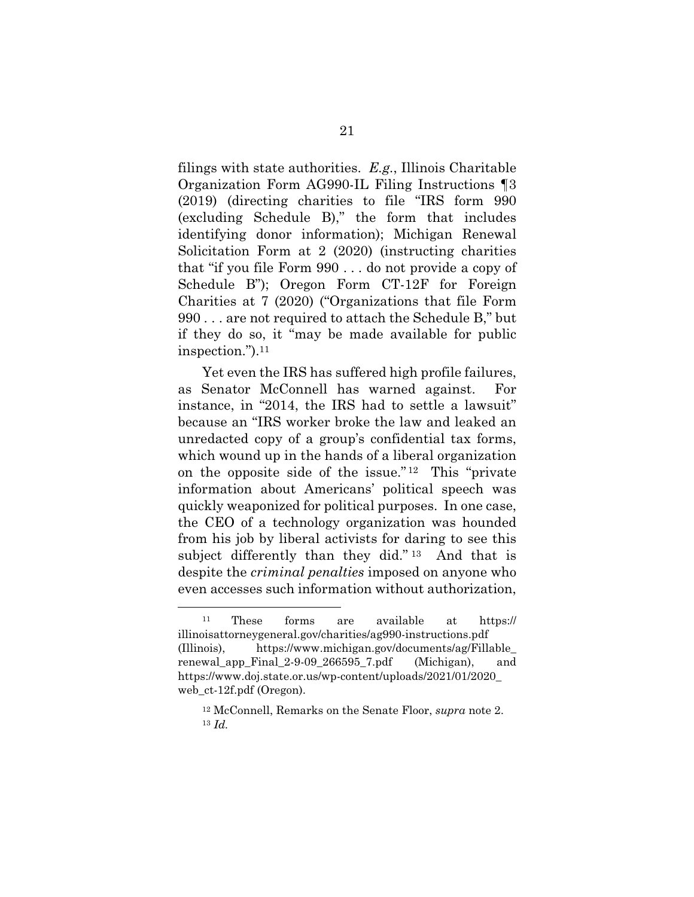filings with state authorities. *E.g.*, Illinois Charitable Organization Form AG990-IL Filing Instructions ¶3 (2019) (directing charities to file "IRS form 990 (excluding Schedule B)," the form that includes identifying donor information); Michigan Renewal Solicitation Form at 2 (2020) (instructing charities that "if you file Form 990 . . . do not provide a copy of Schedule B"); Oregon Form CT-12F for Foreign Charities at 7 (2020) ("Organizations that file Form 990 . . . are not required to attach the Schedule B," but if they do so, it "may be made available for public inspection.").[11]

Yet even the IRS has suffered high profile failures, as Senator McConnell has warned against. For instance, in "2014, the IRS had to settle a lawsuit" because an "IRS worker broke the law and leaked an unredacted copy of a group's confidential tax forms, which wound up in the hands of a liberal organization on the opposite side of the issue."[12] This "private information about Americans' political speech was quickly weaponized for political purposes. In one case, the CEO of a technology organization was hounded from his job by liberal activists for daring to see this subject differently than they did."[13] And that is despite the *criminal penalties* imposed on anyone who even accesses such information without authorization,

---

[11] These forms are available at https://illinoisattorneygeneral.gov/charities/ag990-instructions.pdf (Illinois), https://www.michigan.gov/documents/ag/Fillable_renewal_app_Final_2-9-09_266595_7.pdf (Michigan), and https://www.doj.state.or.us/wp-content/uploads/2021/01/2020_web_ct-12f.pdf (Oregon).

[12] McConnell, Remarks on the Senate Floor, *supra* note 2.

[13] *Id.*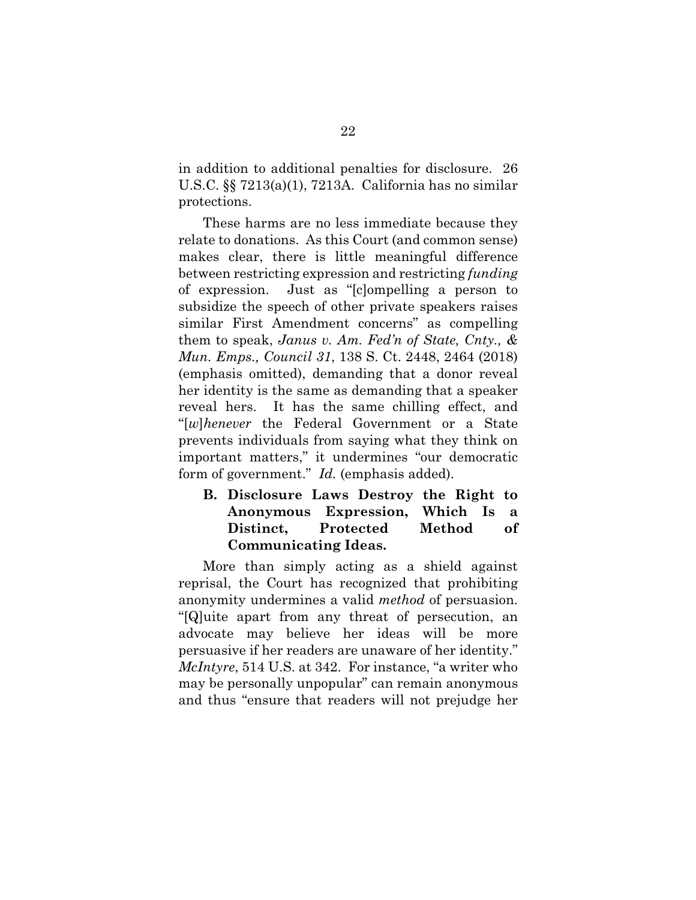in addition to additional penalties for disclosure. 26 U.S.C. §§ 7213(a)(1), 7213A. California has no similar protections.

These harms are no less immediate because they relate to donations. As this Court (and common sense) makes clear, there is little meaningful difference between restricting expression and restricting *funding* of expression. Just as "[c]ompelling a person to subsidize the speech of other private speakers raises similar First Amendment concerns" as compelling them to speak, *Janus v. Am. Fed'n of State, Cnty., & Mun. Emps., Council 31*, 138 S. Ct. 2448, 2464 (2018) (emphasis omitted), demanding that a donor reveal her identity is the same as demanding that a speaker reveal hers. It has the same chilling effect, and "[*w*]*henever* the Federal Government or a State prevents individuals from saying what they think on important matters," it undermines "our democratic form of government." *Id.* (emphasis added).

### B. Disclosure Laws Destroy the Right to Anonymous Expression, Which Is a Distinct, Protected Method of Communicating Ideas.

More than simply acting as a shield against reprisal, the Court has recognized that prohibiting anonymity undermines a valid *method* of persuasion. "[Q]uite apart from any threat of persecution, an advocate may believe her ideas will be more persuasive if her readers are unaware of her identity." *McIntyre*, 514 U.S. at 342. For instance, "a writer who may be personally unpopular" can remain anonymous and thus "ensure that readers will not prejudge her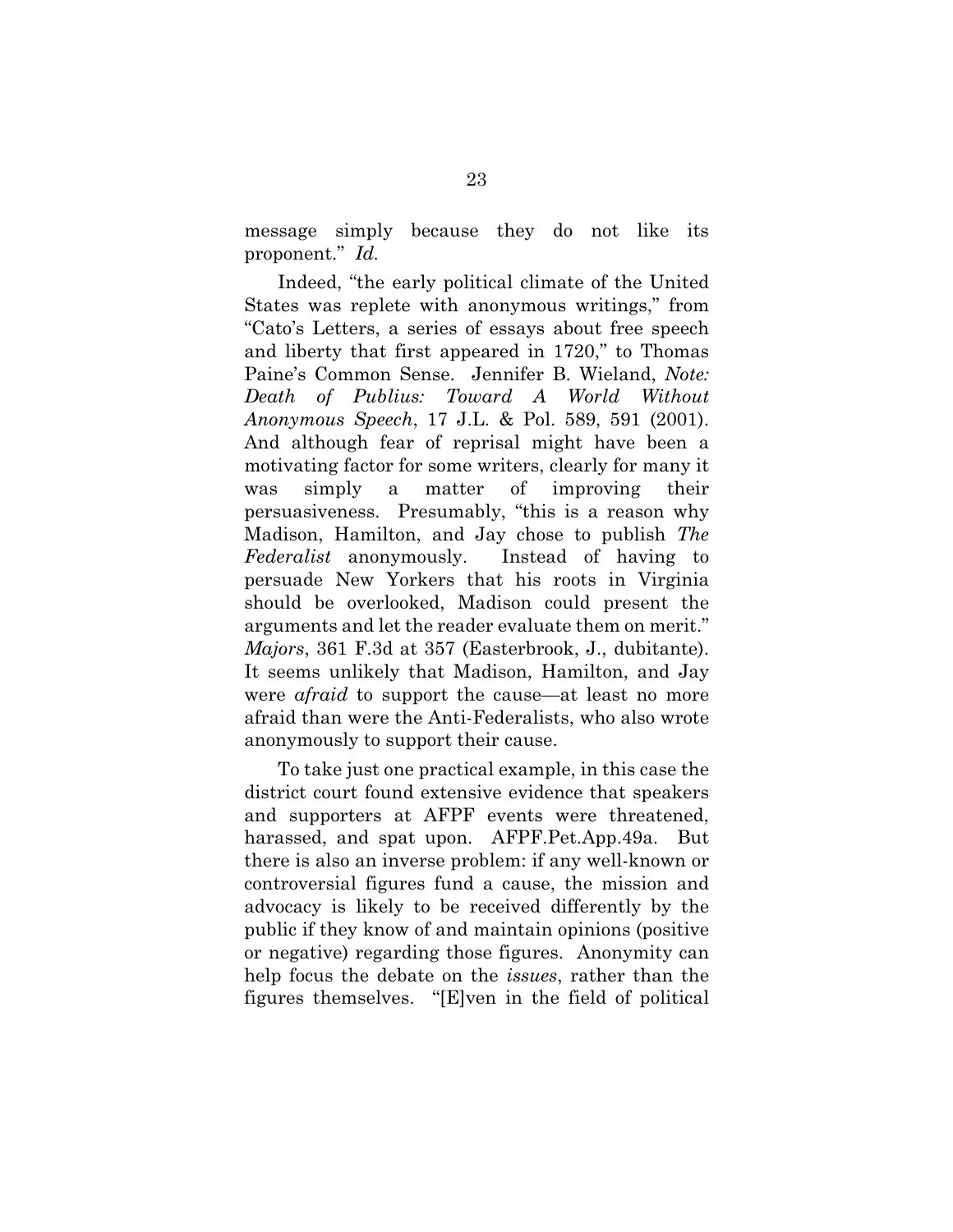message simply because they do not like its proponent." *Id.*

Indeed, "the early political climate of the United States was replete with anonymous writings," from "Cato's Letters, a series of essays about free speech and liberty that first appeared in 1720," to Thomas Paine's Common Sense. Jennifer B. Wieland, *Note: Death of Publius: Toward A World Without Anonymous Speech*, 17 J.L. & Pol. 589, 591 (2001). And although fear of reprisal might have been a motivating factor for some writers, clearly for many it was simply a matter of improving their persuasiveness. Presumably, "this is a reason why Madison, Hamilton, and Jay chose to publish *The Federalist* anonymously. Instead of having to persuade New Yorkers that his roots in Virginia should be overlooked, Madison could present the arguments and let the reader evaluate them on merit." *Majors*, 361 F.3d at 357 (Easterbrook, J., dubitante). It seems unlikely that Madison, Hamilton, and Jay were *afraid* to support the cause—at least no more afraid than were the Anti-Federalists, who also wrote anonymously to support their cause.

To take just one practical example, in this case the district court found extensive evidence that speakers and supporters at AFPF events were threatened, harassed, and spat upon. AFPF.Pet.App.49a. But there is also an inverse problem: if any well-known or controversial figures fund a cause, the mission and advocacy is likely to be received differently by the public if they know of and maintain opinions (positive or negative) regarding those figures. Anonymity can help focus the debate on the *issues*, rather than the figures themselves. "[E]ven in the field of political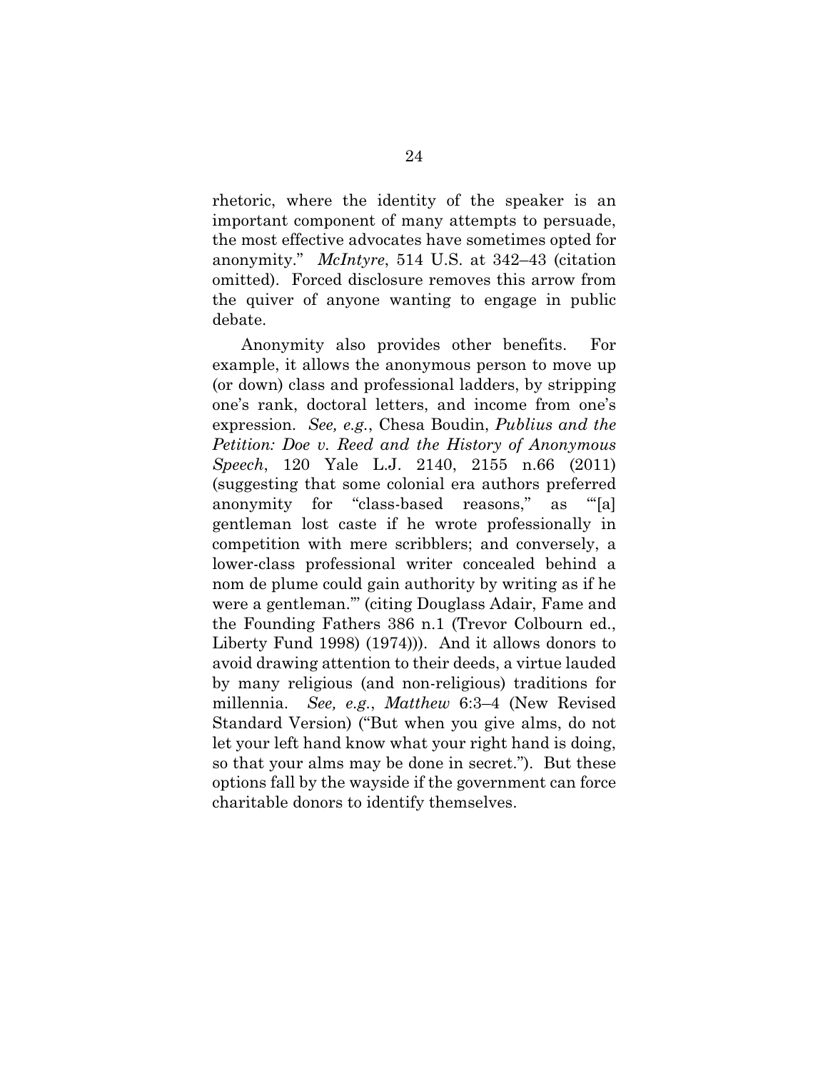rhetoric, where the identity of the speaker is an important component of many attempts to persuade, the most effective advocates have sometimes opted for anonymity." *McIntyre*, 514 U.S. at 342–43 (citation omitted). Forced disclosure removes this arrow from the quiver of anyone wanting to engage in public debate.

Anonymity also provides other benefits. For example, it allows the anonymous person to move up (or down) class and professional ladders, by stripping one's rank, doctoral letters, and income from one's expression. *See, e.g.*, Chesa Boudin, *Publius and the Petition: Doe v. Reed and the History of Anonymous Speech*, 120 Yale L.J. 2140, 2155 n.66 (2011) (suggesting that some colonial era authors preferred anonymity for "class-based reasons," as "'[a] gentleman lost caste if he wrote professionally in competition with mere scribblers; and conversely, a lower-class professional writer concealed behind a nom de plume could gain authority by writing as if he were a gentleman.'" (citing Douglass Adair, Fame and the Founding Fathers 386 n.1 (Trevor Colbourn ed., Liberty Fund 1998) (1974))). And it allows donors to avoid drawing attention to their deeds, a virtue lauded by many religious (and non-religious) traditions for millennia. *See, e.g.*, *Matthew* 6:3–4 (New Revised Standard Version) ("But when you give alms, do not let your left hand know what your right hand is doing, so that your alms may be done in secret."). But these options fall by the wayside if the government can force charitable donors to identify themselves.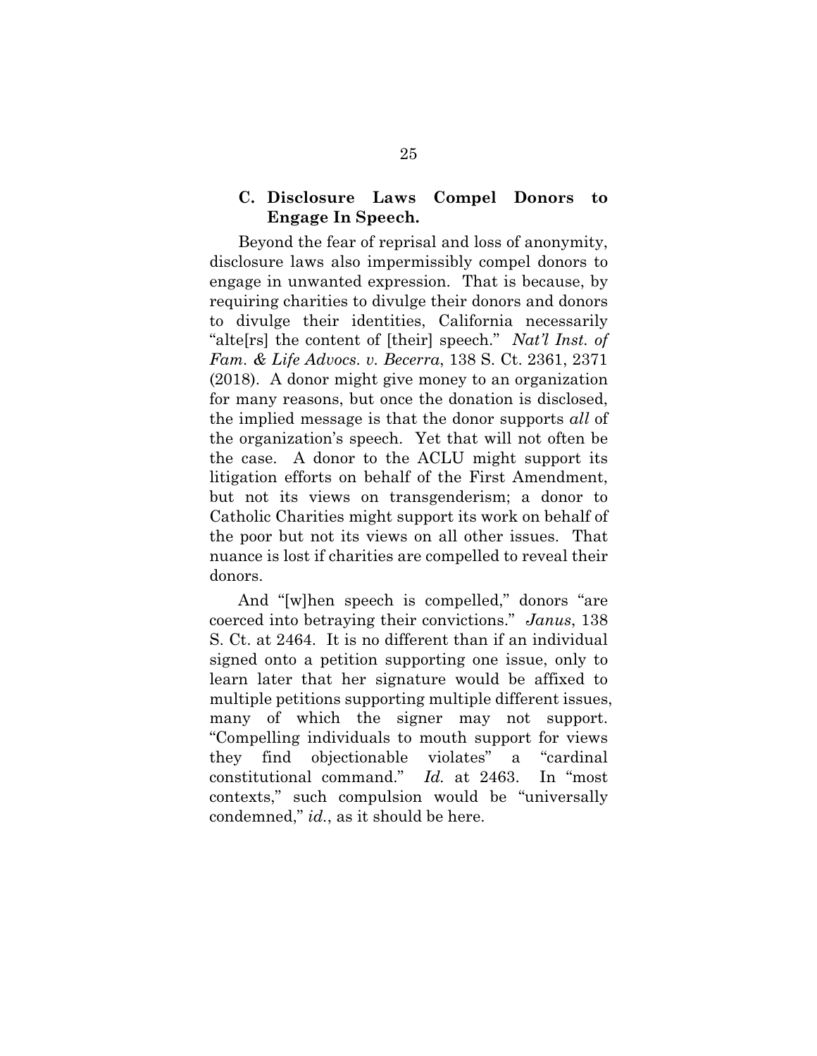### C. Disclosure Laws Compel Donors to Engage In Speech.

Beyond the fear of reprisal and loss of anonymity, disclosure laws also impermissibly compel donors to engage in unwanted expression. That is because, by requiring charities to divulge their donors and donors to divulge their identities, California necessarily "alte[rs] the content of [their] speech." *Nat'l Inst. of Fam. & Life Advocs. v. Becerra*, 138 S. Ct. 2361, 2371 (2018). A donor might give money to an organization for many reasons, but once the donation is disclosed, the implied message is that the donor supports *all* of the organization's speech. Yet that will not often be the case. A donor to the ACLU might support its litigation efforts on behalf of the First Amendment, but not its views on transgenderism; a donor to Catholic Charities might support its work on behalf of the poor but not its views on all other issues. That nuance is lost if charities are compelled to reveal their donors.

And "[w]hen speech is compelled," donors "are coerced into betraying their convictions." *Janus*, 138 S. Ct. at 2464. It is no different than if an individual signed onto a petition supporting one issue, only to learn later that her signature would be affixed to multiple petitions supporting multiple different issues, many of which the signer may not support. "Compelling individuals to mouth support for views they find objectionable violates" a "cardinal constitutional command." *Id.* at 2463. In "most contexts," such compulsion would be "universally condemned," *id.*, as it should be here.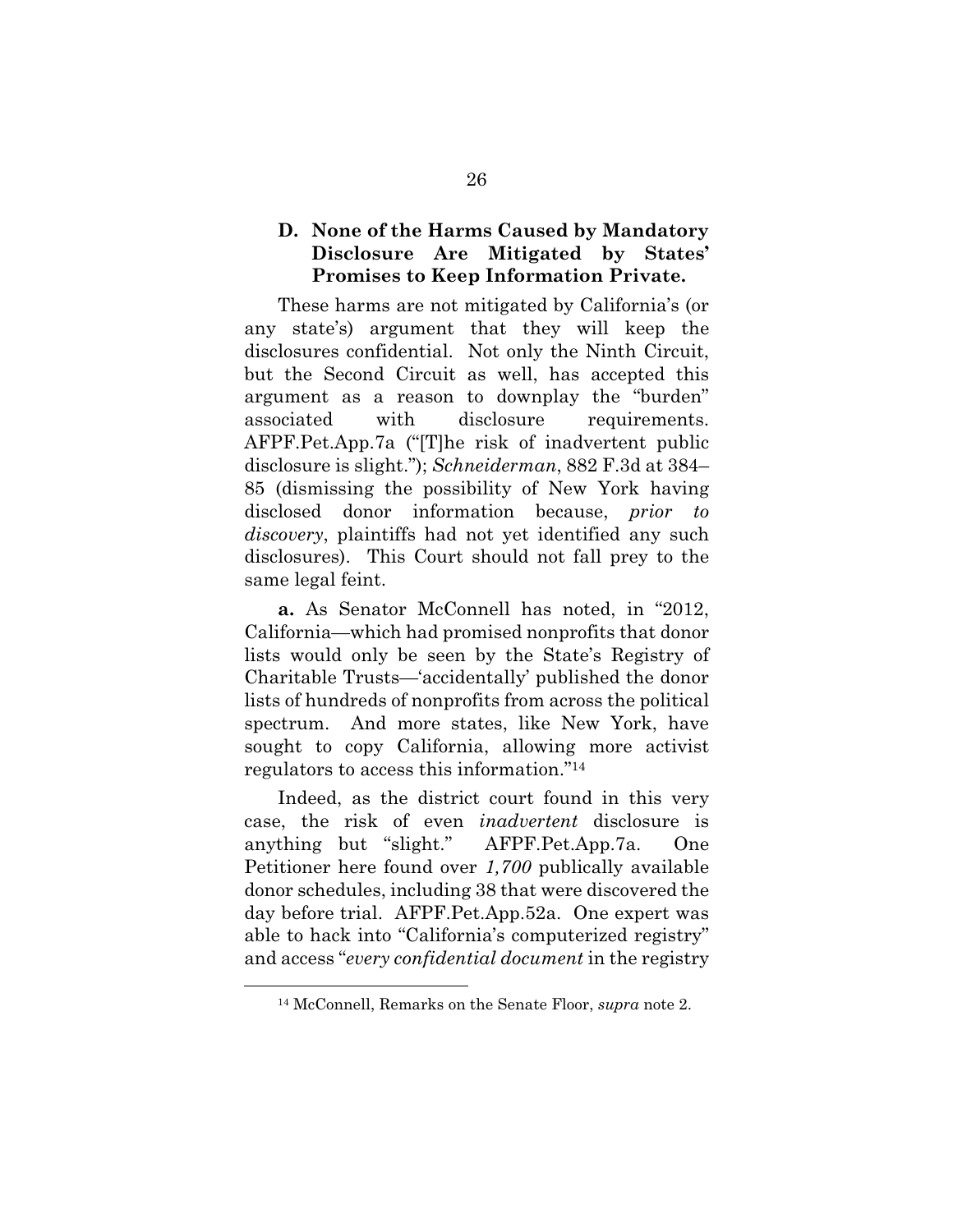### D. None of the Harms Caused by Mandatory Disclosure Are Mitigated by States' Promises to Keep Information Private.

These harms are not mitigated by California's (or any state's) argument that they will keep the disclosures confidential. Not only the Ninth Circuit, but the Second Circuit as well, has accepted this argument as a reason to downplay the "burden" associated with disclosure requirements. AFPF.Pet.App.7a ("[T]he risk of inadvertent public disclosure is slight."); *Schneiderman*, 882 F.3d at 384–85 (dismissing the possibility of New York having disclosed donor information because, *prior to discovery*, plaintiffs had not yet identified any such disclosures). This Court should not fall prey to the same legal feint.

**a.** As Senator McConnell has noted, in "2012, California—which had promised nonprofits that donor lists would only be seen by the State's Registry of Charitable Trusts—'accidentally' published the donor lists of hundreds of nonprofits from across the political spectrum. And more states, like New York, have sought to copy California, allowing more activist regulators to access this information."[14]

Indeed, as the district court found in this very case, the risk of even *inadvertent* disclosure is anything but "slight." AFPF.Pet.App.7a. One Petitioner here found over *1,700* publically available donor schedules, including 38 that were discovered the day before trial. AFPF.Pet.App.52a. One expert was able to hack into "California's computerized registry" and access "*every confidential document* in the registry

[14] McConnell, Remarks on the Senate Floor, *supra* note 2.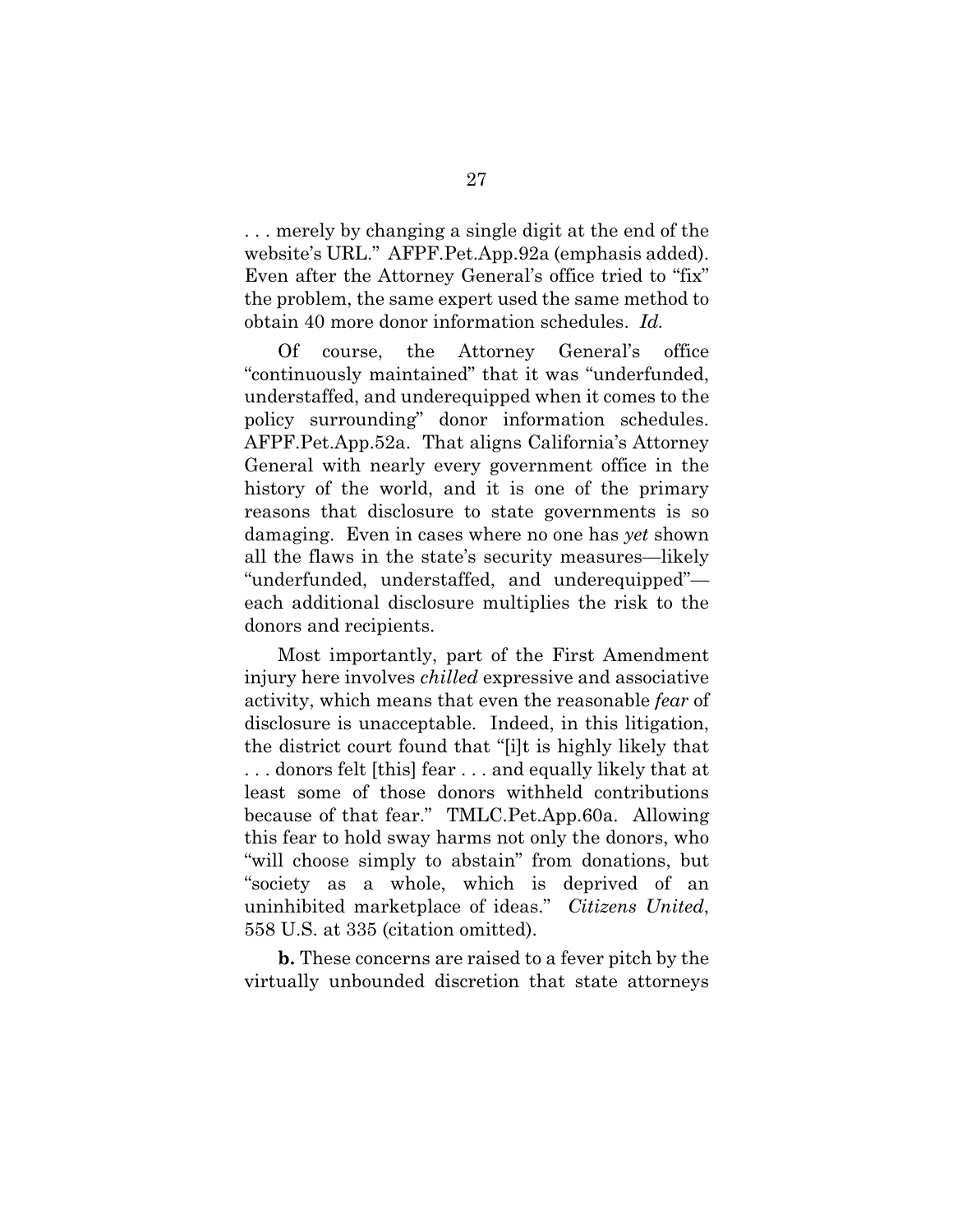. . . merely by changing a single digit at the end of the website's URL." AFPF.Pet.App.92a (emphasis added). Even after the Attorney General's office tried to "fix" the problem, the same expert used the same method to obtain 40 more donor information schedules. *Id.*

Of course, the Attorney General's office "continuously maintained" that it was "underfunded, understaffed, and underequipped when it comes to the policy surrounding" donor information schedules. AFPF.Pet.App.52a. That aligns California's Attorney General with nearly every government office in the history of the world, and it is one of the primary reasons that disclosure to state governments is so damaging. Even in cases where no one has *yet* shown all the flaws in the state's security measures—likely "underfunded, understaffed, and underequipped"—each additional disclosure multiplies the risk to the donors and recipients.

Most importantly, part of the First Amendment injury here involves *chilled* expressive and associative activity, which means that even the reasonable *fear* of disclosure is unacceptable. Indeed, in this litigation, the district court found that "[i]t is highly likely that . . . donors felt [this] fear . . . and equally likely that at least some of those donors withheld contributions because of that fear." TMLC.Pet.App.60a. Allowing this fear to hold sway harms not only the donors, who "will choose simply to abstain" from donations, but "society as a whole, which is deprived of an uninhibited marketplace of ideas." *Citizens United*, 558 U.S. at 335 (citation omitted).

**b.** These concerns are raised to a fever pitch by the virtually unbounded discretion that state attorneys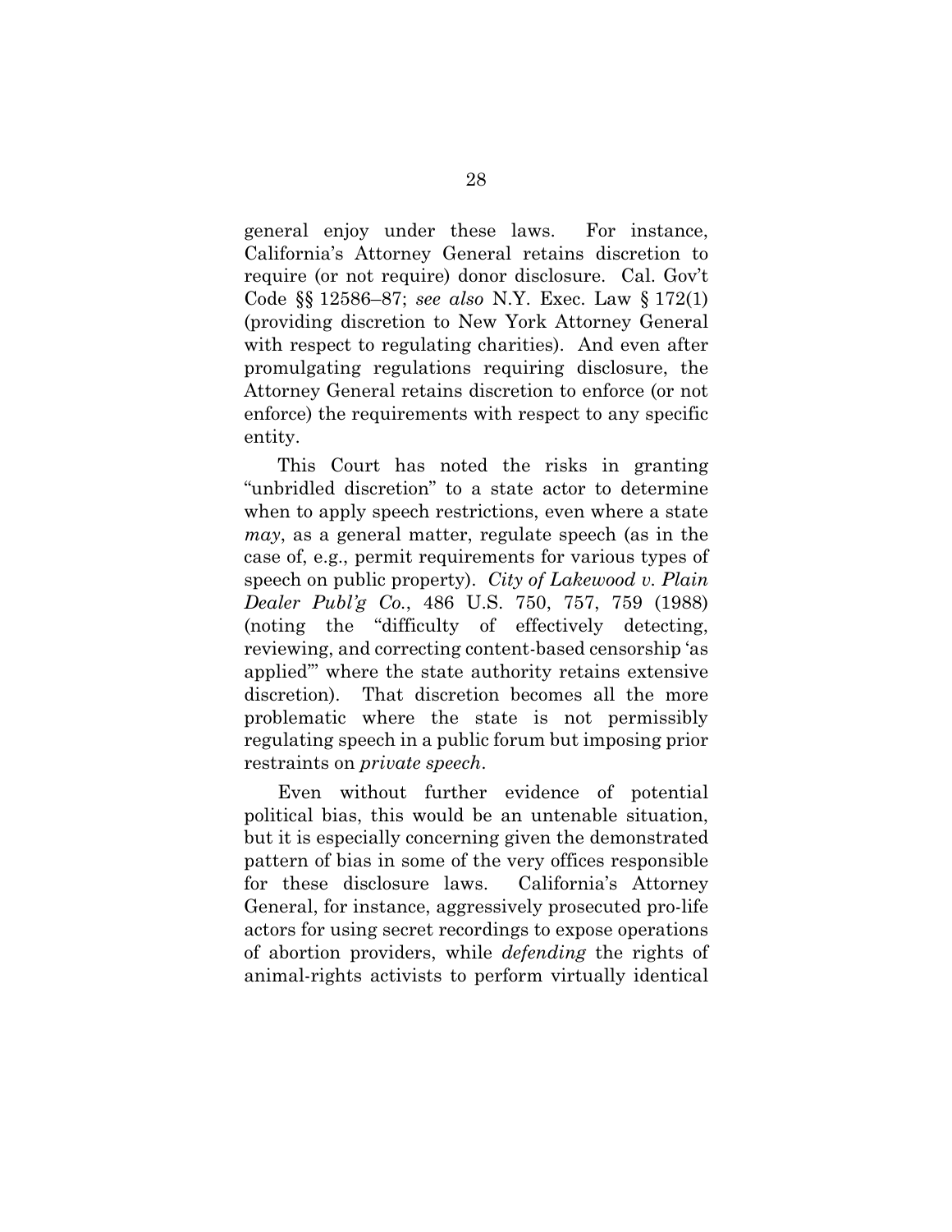general enjoy under these laws. For instance, California's Attorney General retains discretion to require (or not require) donor disclosure. Cal. Gov't Code §§ 12586–87; *see also* N.Y. Exec. Law § 172(1) (providing discretion to New York Attorney General with respect to regulating charities). And even after promulgating regulations requiring disclosure, the Attorney General retains discretion to enforce (or not enforce) the requirements with respect to any specific entity.

This Court has noted the risks in granting "unbridled discretion" to a state actor to determine when to apply speech restrictions, even where a state *may*, as a general matter, regulate speech (as in the case of, e.g., permit requirements for various types of speech on public property). *City of Lakewood v. Plain Dealer Publ'g Co.*, 486 U.S. 750, 757, 759 (1988) (noting the "difficulty of effectively detecting, reviewing, and correcting content-based censorship 'as applied'" where the state authority retains extensive discretion). That discretion becomes all the more problematic where the state is not permissibly regulating speech in a public forum but imposing prior restraints on *private speech*.

Even without further evidence of potential political bias, this would be an untenable situation, but it is especially concerning given the demonstrated pattern of bias in some of the very offices responsible for these disclosure laws. California's Attorney General, for instance, aggressively prosecuted pro-life actors for using secret recordings to expose operations of abortion providers, while *defending* the rights of animal-rights activists to perform virtually identical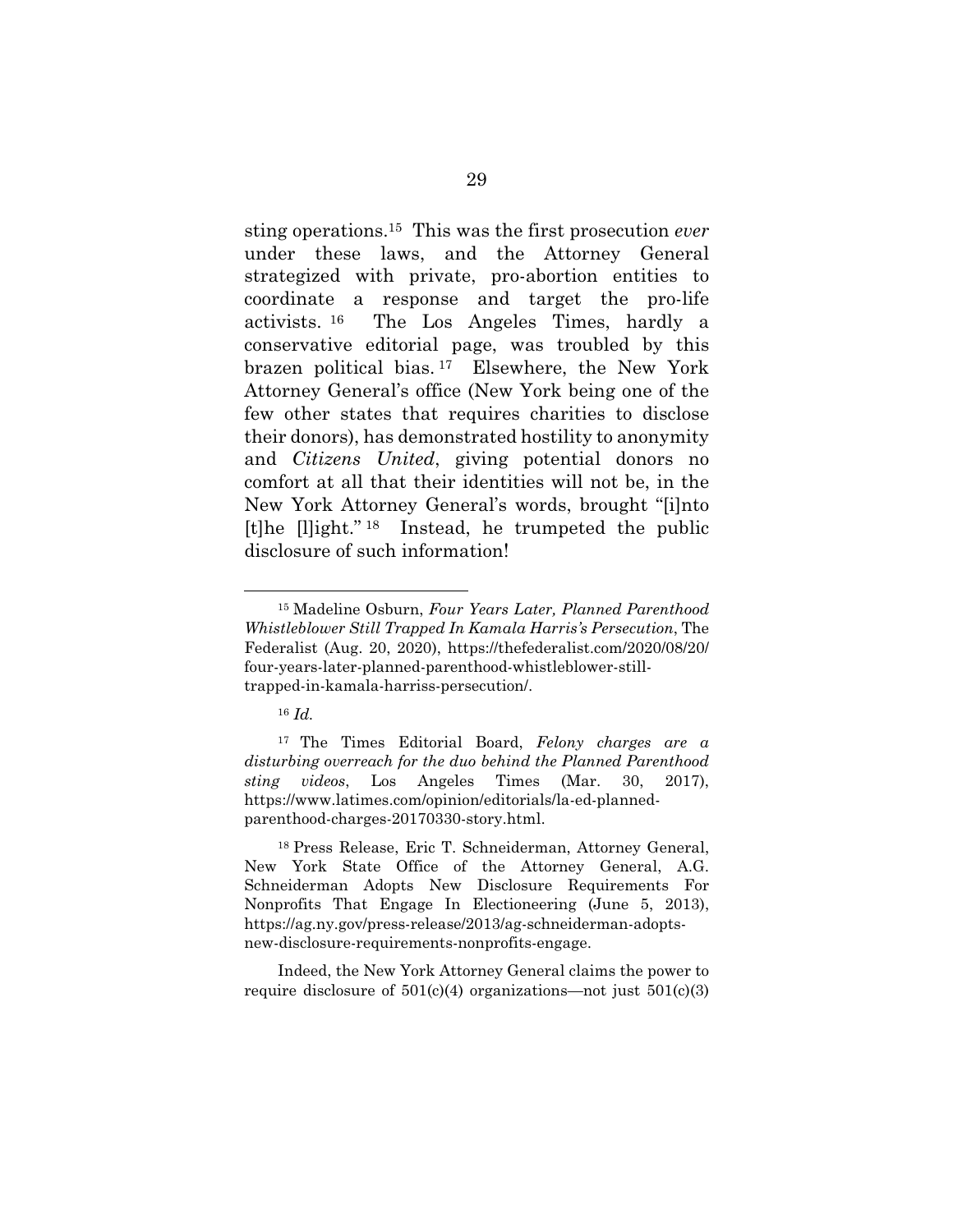sting operations.[15] This was the first prosecution *ever* under these laws, and the Attorney General strategized with private, pro-abortion entities to coordinate a response and target the pro-life activists.[16] The Los Angeles Times, hardly a conservative editorial page, was troubled by this brazen political bias.[17] Elsewhere, the New York Attorney General's office (New York being one of the few other states that requires charities to disclose their donors), has demonstrated hostility to anonymity and *Citizens United*, giving potential donors no comfort at all that their identities will not be, in the New York Attorney General's words, brought "[i]nto [t]he [l]ight."[18] Instead, he trumpeted the public disclosure of such information!

---

[15] Madeline Osburn, *Four Years Later, Planned Parenthood Whistleblower Still Trapped In Kamala Harris's Persecution*, The Federalist (Aug. 20, 2020), https://thefederalist.com/2020/08/20/four-years-later-planned-parenthood-whistleblower-still-trapped-in-kamala-harriss-persecution/.

[16] *Id.*

[17] The Times Editorial Board, *Felony charges are a disturbing overreach for the duo behind the Planned Parenthood sting videos*, Los Angeles Times (Mar. 30, 2017), https://www.latimes.com/opinion/editorials/la-ed-planned-parenthood-charges-20170330-story.html.

[18] Press Release, Eric T. Schneiderman, Attorney General, New York State Office of the Attorney General, A.G. Schneiderman Adopts New Disclosure Requirements For Nonprofits That Engage In Electioneering (June 5, 2013), https://ag.ny.gov/press-release/2013/ag-schneiderman-adopts-new-disclosure-requirements-nonprofits-engage.

Indeed, the New York Attorney General claims the power to require disclosure of 501(c)(4) organizations—not just 501(c)(3)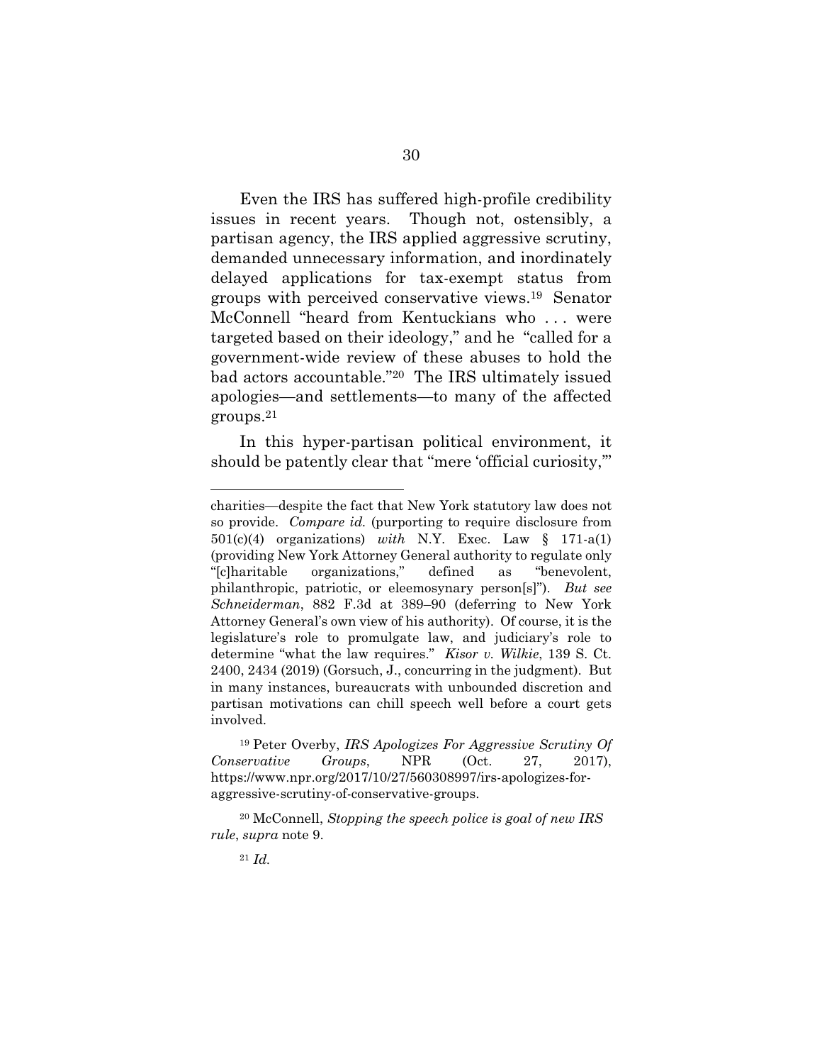Even the IRS has suffered high-profile credibility issues in recent years. Though not, ostensibly, a partisan agency, the IRS applied aggressive scrutiny, demanded unnecessary information, and inordinately delayed applications for tax-exempt status from groups with perceived conservative views.[19] Senator McConnell "heard from Kentuckians who . . . were targeted based on their ideology," and he "called for a government-wide review of these abuses to hold the bad actors accountable."[20] The IRS ultimately issued apologies—and settlements—to many of the affected groups.[21]

In this hyper-partisan political environment, it should be patently clear that "mere 'official curiosity,'"

---

charities—despite the fact that New York statutory law does not so provide. *Compare id.* (purporting to require disclosure from 501(c)(4) organizations) *with* N.Y. Exec. Law § 171-a(1) (providing New York Attorney General authority to regulate only "[c]haritable organizations," defined as "benevolent, philanthropic, patriotic, or eleemosynary person[s]"). *But see Schneiderman*, 882 F.3d at 389–90 (deferring to New York Attorney General's own view of his authority). Of course, it is the legislature's role to promulgate law, and judiciary's role to determine "what the law requires." *Kisor v. Wilkie*, 139 S. Ct. 2400, 2434 (2019) (Gorsuch, J., concurring in the judgment). But in many instances, bureaucrats with unbounded discretion and partisan motivations can chill speech well before a court gets involved.

[19] Peter Overby, *IRS Apologizes For Aggressive Scrutiny Of Conservative Groups*, NPR (Oct. 27, 2017), https://www.npr.org/2017/10/27/560308997/irs-apologizes-for-aggressive-scrutiny-of-conservative-groups.

[20] McConnell, *Stopping the speech police is goal of new IRS rule*, *supra* note 9.

[21] *Id.*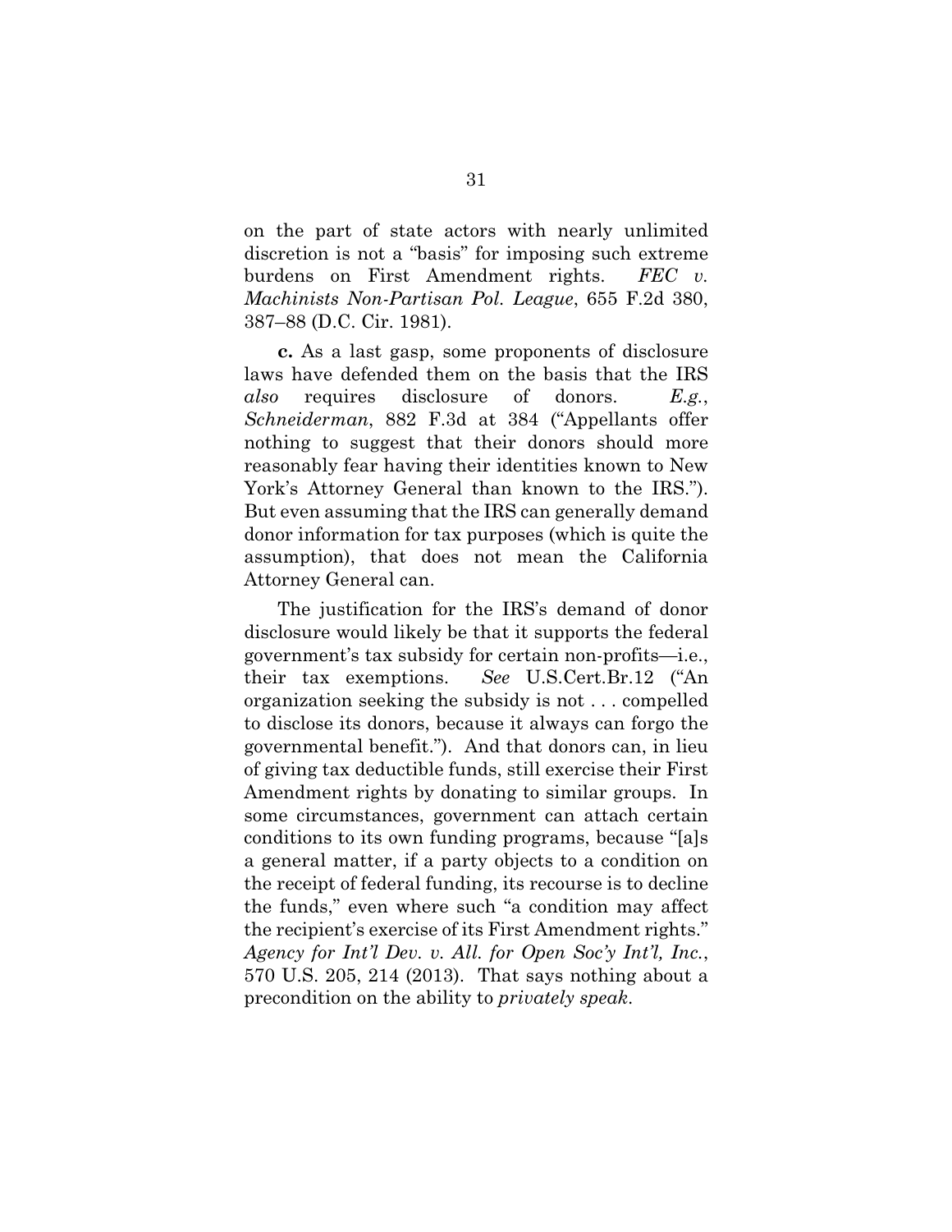on the part of state actors with nearly unlimited discretion is not a "basis" for imposing such extreme burdens on First Amendment rights. *FEC v. Machinists Non-Partisan Pol. League*, 655 F.2d 380, 387–88 (D.C. Cir. 1981).

**c.** As a last gasp, some proponents of disclosure laws have defended them on the basis that the IRS *also* requires disclosure of donors. *E.g.*, *Schneiderman*, 882 F.3d at 384 ("Appellants offer nothing to suggest that their donors should more reasonably fear having their identities known to New York's Attorney General than known to the IRS."). But even assuming that the IRS can generally demand donor information for tax purposes (which is quite the assumption), that does not mean the California Attorney General can.

The justification for the IRS's demand of donor disclosure would likely be that it supports the federal government's tax subsidy for certain non-profits—i.e., their tax exemptions. *See* U.S.Cert.Br.12 ("An organization seeking the subsidy is not . . . compelled to disclose its donors, because it always can forgo the governmental benefit."). And that donors can, in lieu of giving tax deductible funds, still exercise their First Amendment rights by donating to similar groups. In some circumstances, government can attach certain conditions to its own funding programs, because "[a]s a general matter, if a party objects to a condition on the receipt of federal funding, its recourse is to decline the funds," even where such "a condition may affect the recipient's exercise of its First Amendment rights." *Agency for Int'l Dev. v. All. for Open Soc'y Int'l, Inc.*, 570 U.S. 205, 214 (2013). That says nothing about a precondition on the ability to *privately speak*.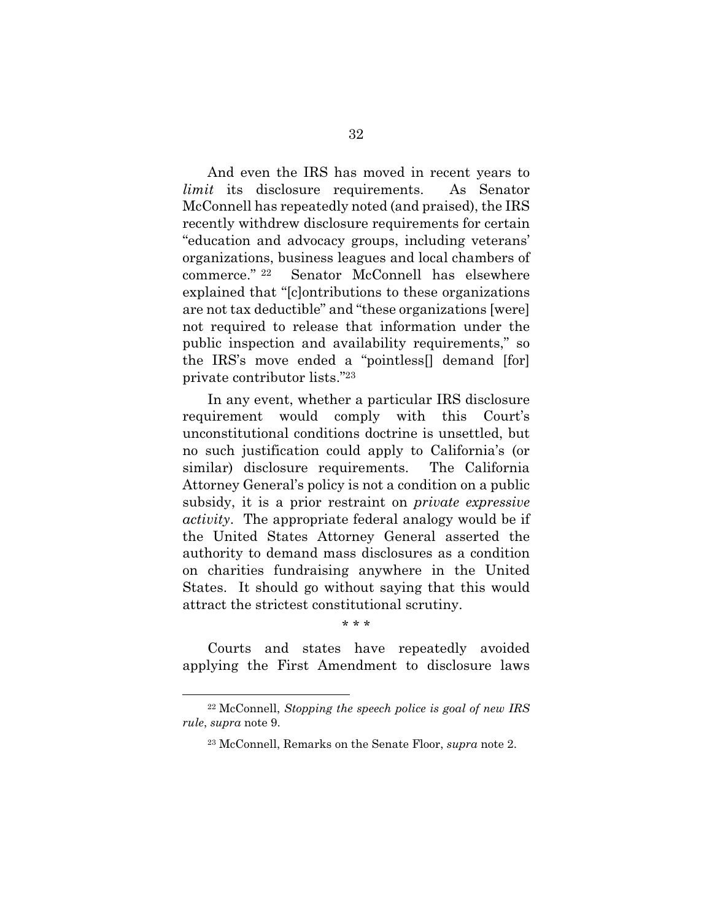And even the IRS has moved in recent years to *limit* its disclosure requirements. As Senator McConnell has repeatedly noted (and praised), the IRS recently withdrew disclosure requirements for certain "education and advocacy groups, including veterans' organizations, business leagues and local chambers of commerce." [22] Senator McConnell has elsewhere explained that "[c]ontributions to these organizations are not tax deductible" and "these organizations [were] not required to release that information under the public inspection and availability requirements," so the IRS's move ended a "pointless[] demand [for] private contributor lists."[23]

In any event, whether a particular IRS disclosure requirement would comply with this Court's unconstitutional conditions doctrine is unsettled, but no such justification could apply to California's (or similar) disclosure requirements. The California Attorney General's policy is not a condition on a public subsidy, it is a prior restraint on *private expressive activity*. The appropriate federal analogy would be if the United States Attorney General asserted the authority to demand mass disclosures as a condition on charities fundraising anywhere in the United States. It should go without saying that this would attract the strictest constitutional scrutiny.

\* \* \*

Courts and states have repeatedly avoided applying the First Amendment to disclosure laws

---

[22] McConnell, *Stopping the speech police is goal of new IRS rule*, *supra* note 9.

[23] McConnell, Remarks on the Senate Floor, *supra* note 2.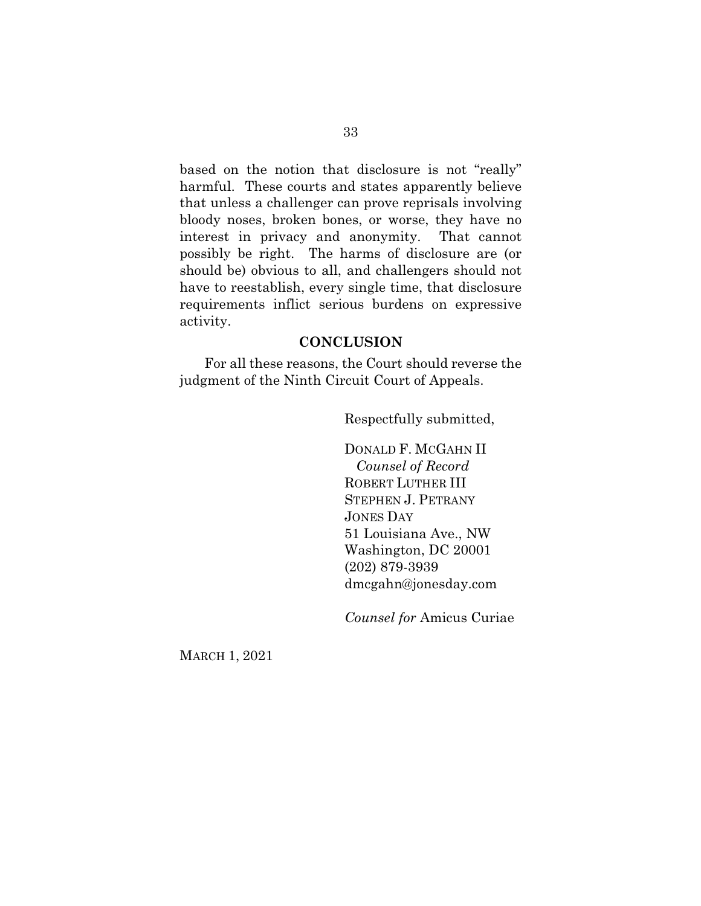based on the notion that disclosure is not "really" harmful. These courts and states apparently believe that unless a challenger can prove reprisals involving bloody noses, broken bones, or worse, they have no interest in privacy and anonymity. That cannot possibly be right. The harms of disclosure are (or should be) obvious to all, and challengers should not have to reestablish, every single time, that disclosure requirements inflict serious burdens on expressive activity.

## CONCLUSION

For all these reasons, the Court should reverse the judgment of the Ninth Circuit Court of Appeals.

Respectfully submitted,

DONALD F. MCGAHN II
*Counsel of Record*
ROBERT LUTHER III
STEPHEN J. PETRANY
JONES DAY
51 Louisiana Ave., NW
Washington, DC 20001
(202) 879-3939
dmcgahn@jonesday.com

*Counsel for* Amicus Curiae

MARCH 1, 2021